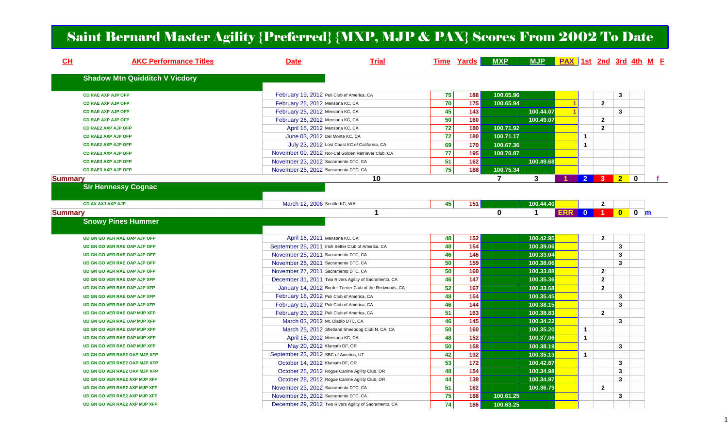# Saint Bernard Master Agility {Preferred} {MXP, MJP & PAX} Scores From 2002 To Date

| CH | AKC Performance Titles | Date | Trial | Time | Yards | MXP | MJP | PAX | 1st | 2nd | 3rd | 4th | M | F |
|---|---|---|---|---|---|---|---|---|---|---|---|---|---|---|
| | **Shadow Mtn Quidditch V Vicdory** | | | | | | | | | | | | | |
| | CD RAE AXP AJP OFP | February 19, 2012 | Puli Club of America, CA | 75 | 188 | 100.65.96 | | | | | 3 | | | |
| | CD RAE AXP AJP OFP | February 25, 2012 | Mensona KC, CA | 70 | 175 | 100.65.94 | | 1 | | 2 | | | | |
| | CD RAE AXP AJP OFP | February 25, 2012 | Mensona KC, CA | 45 | 143 | | 100.44.07 | 1 | | | 3 | | | |
| | CD RAE AXP AJP OFP | February 26, 2012 | Mensona KC, CA | 50 | 160 | | 100.49.07 | | | 2 | | | | |
| | CD RAE2 AXP AJP OFP | April 15, 2012 | Mensona KC, CA | 72 | 180 | 100.71.92 | | | | 2 | | | | |
| | CD RAE2 AXP AJP OFP | June 03, 2012 | Del Monte KC, CA | 72 | 180 | 100.71.17 | | | 1 | | | | | |
| | CD RAE2 AXP AJP OFP | July 23, 2012 | Lost Coast KC of California, CA | 69 | 170 | 100.67.36 | | | 1 | | | | | |
| | CD RAE3 AXP AJP OFP | November 09, 2012 | Nor-Cal Golden Retriever Club, CA | 77 | 195 | 100.70.87 | | | | | | | | |
| | CD RAE3 AXP AJP OFP | November 23, 2012 | Sacramento DTC, CA | 51 | 162 | | 100.49.68 | | | | | | | |
| | CD RAE3 AXP AJP OFP | November 25, 2012 | Sacramento DTC, CA | 75 | 188 | 100.75.34 | | | | | | | | |
| **Summary** | | | 10 | | | 7 | 3 | 1 | 2 | 3 | 2 | 0 | | f |
| | **Sir Hennessy Cognac** | | | | | | | | | | | | | |
| | CD AX AXJ AXP AJP | March 12, 2006 | Seattle KC, WA | 45 | 151 | | 100.44.40 | | | 2 | | | | |
| **Summary** | | | 1 | | | 0 | 1 | ERR | 0 | 1 | 0 | 0 | m | |
| | **Snowy Pines Hummer** | | | | | | | | | | | | | |
| | UD GN GO VER RAE OAP AJP OFP | April 16, 2011 | Mensona KC, CA | 48 | 152 | | 100.42.95 | | | 2 | | | | |
| | UD GN GO VER RAE OAP AJP OFP | September 25, 2011 | Irish Setter Club of America, CA | 48 | 154 | | 100.39.06 | | | | 3 | | | |
| | UD GN GO VER RAE OAP AJP OFP | November 25, 2011 | Sacramento DTC, CA | 46 | 146 | | 100.33.04 | | | | 3 | | | |
| | UD GN GO VER RAE OAP AJP OFP | November 26, 2011 | Sacramento DTC, CA | 50 | 159 | | 100.38.06 | | | | 3 | | | |
| | UD GN GO VER RAE OAP AJP OFP | November 27, 2011 | Sacramento DTC, CA | 50 | 160 | | 100.33.88 | | | 2 | | | | |
| | UD GN GO VER RAE OAP AJP XFP | December 31, 2011 | Two Rivers Agility of Sacramento, CA | 46 | 147 | | 100.35.36 | | | 2 | | | | |
| | UD GN GO VER RAE OAP AJP XFP | January 14, 2012 | Border Terrier Club of the Redwoods, CA | 52 | 167 | | 100.33.68 | | | 2 | | | | |
| | UD GN GO VER RAE OAP AJP XFP | February 18, 2012 | Puli Club of America, CA | 48 | 154 | | 100.35.45 | | | | 3 | | | |
| | UD GN GO VER RAE OAP AJP XFP | February 19, 2012 | Puli Club of America, CA | 46 | 144 | | 100.38.15 | | | | 3 | | | |
| | UD GN GO VER RAE OAP MJP XFP | February 20, 2012 | Puli Club of America, CA | 51 | 163 | | 100.38.83 | | | 2 | | | | |
| | UD GN GO VER RAE OAP MJP XFP | March 03, 2012 | Mt. Diablo DTC, CA | 46 | 145 | | 100.34.22 | | | | 3 | | | |
| | UD GN GO VER RAE OAP MJP XFP | March 25, 2012 | Shetland Sheepdog Club N. CA, CA | 50 | 160 | | 100.35.20 | | 1 | | | | | |
| | UD GN GO VER RAE OAP MJP XFP | April 15, 2012 | Mensona KC, CA | 48 | 152 | | 100.37.06 | | 1 | | | | | |
| | UD GN GO VER RAE OAP MJP XFP | May 20, 2012 | Klamath DF, OR | 50 | 158 | | 100.38.19 | | | | 3 | | | |
| | UD GN GO VER RAE2 OAP MJP XFP | September 23, 2012 | SBC of America, UT | 42 | 132 | | 100.35.13 | | 1 | | | | | |
| | UD GN GO VER RAE2 OAP MJP XFP | October 14, 2012 | Klamath DF, OR | 53 | 172 | | 100.42.87 | | | | 3 | | | |
| | UD GN GO VER RAE2 OAP MJP XFP | October 25, 2012 | Rogue Canine Agility Club, OR | 48 | 154 | | 100.34.98 | | | | 3 | | | |
| | UD GN GO VER RAE2 AXP MJP XFP | October 28, 2012 | Rogue Canine Agility Club, OR | 44 | 138 | | 100.34.97 | | | | 3 | | | |
| | UD GN GO VER RAE2 AXP MJP XFP | November 23, 2012 | Sacramento DTC, CA | 51 | 162 | | 100.36.79 | | | 2 | | | | |
| | UD GN GO VER RAE2 AXP MJP XFP | November 25, 2012 | Sacramento DTC, CA | 75 | 188 | 100.61.25 | | | | | 3 | | | |
| | UD GN GO VER RAE2 AXP MJP XFP | December 29, 2012 | Two Rivers Agility of Sacramento, CA | 74 | 186 | 100.63.25 | | | | | | | | |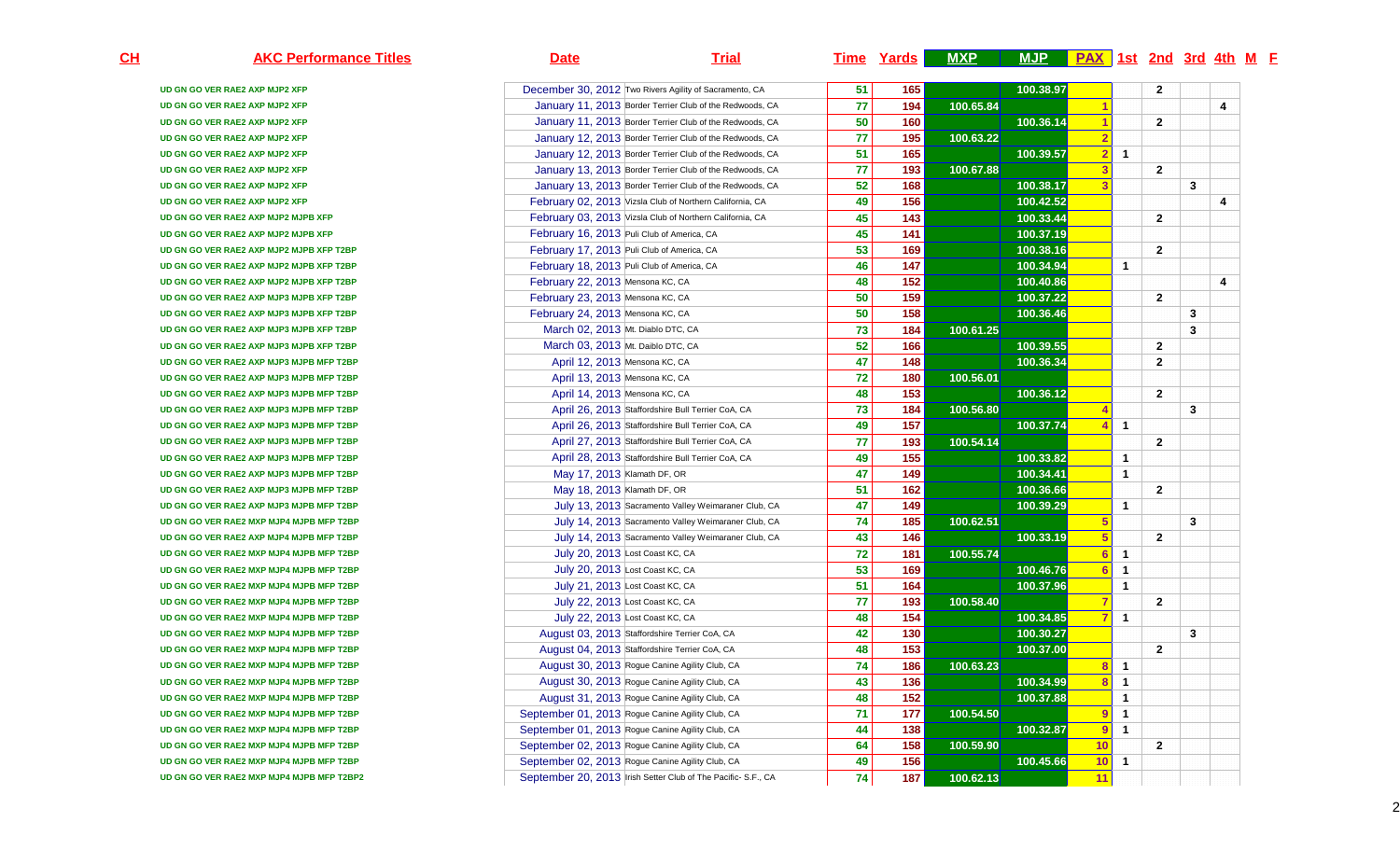| CH | AKC Performance Titles | Date | Trial | Time | Yards | MXP | MJP | PAX | 1st | 2nd | 3rd | 4th | M | F |
|---|---|---|---|---|---|---|---|---|---|---|---|---|---|---|
| | UD GN GO VER RAE2 AXP MJP2 XFP | December 30, 2012 | Two Rivers Agility of Sacramento, CA | 51 | 165 | | 100.38.97 | | | 2 | | | | |
| | UD GN GO VER RAE2 AXP MJP2 XFP | January 11, 2013 | Border Terrier Club of the Redwoods, CA | 77 | 194 | 100.65.84 | | 1 | | | | 4 | | |
| | UD GN GO VER RAE2 AXP MJP2 XFP | January 11, 2013 | Border Terrier Club of the Redwoods, CA | 50 | 160 | | 100.36.14 | 1 | | 2 | | | | |
| | UD GN GO VER RAE2 AXP MJP2 XFP | January 12, 2013 | Border Terrier Club of the Redwoods, CA | 77 | 195 | 100.63.22 | | 2 | | | | | | |
| | UD GN GO VER RAE2 AXP MJP2 XFP | January 12, 2013 | Border Terrier Club of the Redwoods, CA | 51 | 165 | | 100.39.57 | 2 | 1 | | | | | |
| | UD GN GO VER RAE2 AXP MJP2 XFP | January 13, 2013 | Border Terrier Club of the Redwoods, CA | 77 | 193 | 100.67.88 | | 3 | | 2 | | | | |
| | UD GN GO VER RAE2 AXP MJP2 XFP | January 13, 2013 | Border Terrier Club of the Redwoods, CA | 52 | 168 | | 100.38.17 | 3 | | | 3 | | | |
| | UD GN GO VER RAE2 AXP MJP2 XFP | February 02, 2013 | Vizsla Club of Northern California, CA | 49 | 156 | | 100.42.52 | | | | | 4 | | |
| | UD GN GO VER RAE2 AXP MJP2 MJPB XFP | February 03, 2013 | Vizsla Club of Northern California, CA | 45 | 143 | | 100.33.44 | | | 2 | | | | |
| | UD GN GO VER RAE2 AXP MJP2 MJPB XFP | February 16, 2013 | Puli Club of America, CA | 45 | 141 | | 100.37.19 | | | | | | | |
| | UD GN GO VER RAE2 AXP MJP2 MJPB XFP T2BP | February 17, 2013 | Puli Club of America, CA | 53 | 169 | | 100.38.16 | | | 2 | | | | |
| | UD GN GO VER RAE2 AXP MJP2 MJPB XFP T2BP | February 18, 2013 | Puli Club of America, CA | 46 | 147 | | 100.34.94 | | 1 | | | | | |
| | UD GN GO VER RAE2 AXP MJP2 MJPB XFP T2BP | February 22, 2013 | Mensona KC, CA | 48 | 152 | | 100.40.86 | | | | | 4 | | |
| | UD GN GO VER RAE2 AXP MJP3 MJPB XFP T2BP | February 23, 2013 | Mensona KC, CA | 50 | 159 | | 100.37.22 | | | 2 | | | | |
| | UD GN GO VER RAE2 AXP MJP3 MJPB XFP T2BP | February 24, 2013 | Mensona KC, CA | 50 | 158 | | 100.36.46 | | | | 3 | | | |
| | UD GN GO VER RAE2 AXP MJP3 MJPB XFP T2BP | March 02, 2013 | Mt. Diablo DTC, CA | 73 | 184 | 100.61.25 | | | | | 3 | | | |
| | UD GN GO VER RAE2 AXP MJP3 MJPB XFP T2BP | March 03, 2013 | Mt. Daiblo DTC, CA | 52 | 166 | | 100.39.55 | | | 2 | | | | |
| | UD GN GO VER RAE2 AXP MJP3 MJPB MFP T2BP | April 12, 2013 | Mensona KC, CA | 47 | 148 | | 100.36.34 | | | 2 | | | | |
| | UD GN GO VER RAE2 AXP MJP3 MJPB MFP T2BP | April 13, 2013 | Mensona KC, CA | 72 | 180 | 100.56.01 | | | | | | | | |
| | UD GN GO VER RAE2 AXP MJP3 MJPB MFP T2BP | April 14, 2013 | Mensona KC, CA | 48 | 153 | | 100.36.12 | | | 2 | | | | |
| | UD GN GO VER RAE2 AXP MJP3 MJPB MFP T2BP | April 26, 2013 | Staffordshire Bull Terrier CoA, CA | 73 | 184 | 100.56.80 | | 4 | | | 3 | | | |
| | UD GN GO VER RAE2 AXP MJP3 MJPB MFP T2BP | April 26, 2013 | Staffordshire Bull Terrier CoA, CA | 49 | 157 | | 100.37.74 | 4 | 1 | | | | | |
| | UD GN GO VER RAE2 AXP MJP3 MJPB MFP T2BP | April 27, 2013 | Staffordshire Bull Terrier CoA, CA | 77 | 193 | 100.54.14 | | | | 2 | | | | |
| | UD GN GO VER RAE2 AXP MJP3 MJPB MFP T2BP | April 28, 2013 | Staffordshire Bull Terrier CoA, CA | 49 | 155 | | 100.33.82 | | 1 | | | | | |
| | UD GN GO VER RAE2 AXP MJP3 MJPB MFP T2BP | May 17, 2013 | Klamath DF, OR | 47 | 149 | | 100.34.41 | | 1 | | | | | |
| | UD GN GO VER RAE2 AXP MJP3 MJPB MFP T2BP | May 18, 2013 | Klamath DF, OR | 51 | 162 | | 100.36.66 | | | 2 | | | | |
| | UD GN GO VER RAE2 AXP MJP3 MJPB MFP T2BP | July 13, 2013 | Sacramento Valley Weimaraner Club, CA | 47 | 149 | | 100.39.29 | | 1 | | | | | |
| | UD GN GO VER RAE2 MXP MJP4 MJPB MFP T2BP | July 14, 2013 | Sacramento Valley Weimaraner Club, CA | 74 | 185 | 100.62.51 | | 5 | | | 3 | | | |
| | UD GN GO VER RAE2 AXP MJP4 MJPB MFP T2BP | July 14, 2013 | Sacramento Valley Weimaraner Club, CA | 43 | 146 | | 100.33.19 | 5 | | 2 | | | | |
| | UD GN GO VER RAE2 MXP MJP4 MJPB MFP T2BP | July 20, 2013 | Lost Coast KC, CA | 72 | 181 | 100.55.74 | | 6 | 1 | | | | | |
| | UD GN GO VER RAE2 MXP MJP4 MJPB MFP T2BP | July 20, 2013 | Lost Coast KC, CA | 53 | 169 | | 100.46.76 | 6 | 1 | | | | | |
| | UD GN GO VER RAE2 MXP MJP4 MJPB MFP T2BP | July 21, 2013 | Lost Coast KC, CA | 51 | 164 | | 100.37.96 | | 1 | | | | | |
| | UD GN GO VER RAE2 MXP MJP4 MJPB MFP T2BP | July 22, 2013 | Lost Coast KC, CA | 77 | 193 | 100.58.40 | | 7 | | 2 | | | | |
| | UD GN GO VER RAE2 MXP MJP4 MJPB MFP T2BP | July 22, 2013 | Lost Coast KC, CA | 48 | 154 | | 100.34.85 | 7 | 1 | | | | | |
| | UD GN GO VER RAE2 MXP MJP4 MJPB MFP T2BP | August 03, 2013 | Staffordshire Terrier CoA, CA | 42 | 130 | | 100.30.27 | | | | 3 | | | |
| | UD GN GO VER RAE2 MXP MJP4 MJPB MFP T2BP | August 04, 2013 | Staffordshire Terrier CoA, CA | 48 | 153 | | 100.37.00 | | | 2 | | | | |
| | UD GN GO VER RAE2 MXP MJP4 MJPB MFP T2BP | August 30, 2013 | Rogue Canine Agility Club, CA | 74 | 186 | 100.63.23 | | 8 | 1 | | | | | |
| | UD GN GO VER RAE2 MXP MJP4 MJPB MFP T2BP | August 30, 2013 | Rogue Canine Agility Club, CA | 43 | 136 | | 100.34.99 | 8 | 1 | | | | | |
| | UD GN GO VER RAE2 MXP MJP4 MJPB MFP T2BP | August 31, 2013 | Rogue Canine Agility Club, CA | 48 | 152 | | 100.37.88 | | 1 | | | | | |
| | UD GN GO VER RAE2 MXP MJP4 MJPB MFP T2BP | September 01, 2013 | Rogue Canine Agility Club, CA | 71 | 177 | 100.54.50 | | 9 | 1 | | | | | |
| | UD GN GO VER RAE2 MXP MJP4 MJPB MFP T2BP | September 01, 2013 | Rogue Canine Agility Club, CA | 44 | 138 | | 100.32.87 | 9 | 1 | | | | | |
| | UD GN GO VER RAE2 MXP MJP4 MJPB MFP T2BP | September 02, 2013 | Rogue Canine Agility Club, CA | 64 | 158 | 100.59.90 | | 10 | | 2 | | | | |
| | UD GN GO VER RAE2 MXP MJP4 MJPB MFP T2BP | September 02, 2013 | Rogue Canine Agility Club, CA | 49 | 156 | | 100.45.66 | 10 | 1 | | | | | |
| | UD GN GO VER RAE2 MXP MJP4 MJPB MFP T2BP2 | September 20, 2013 | Irish Setter Club of The Pacific- S.F., CA | 74 | 187 | 100.62.13 | | 11 | | | | | | |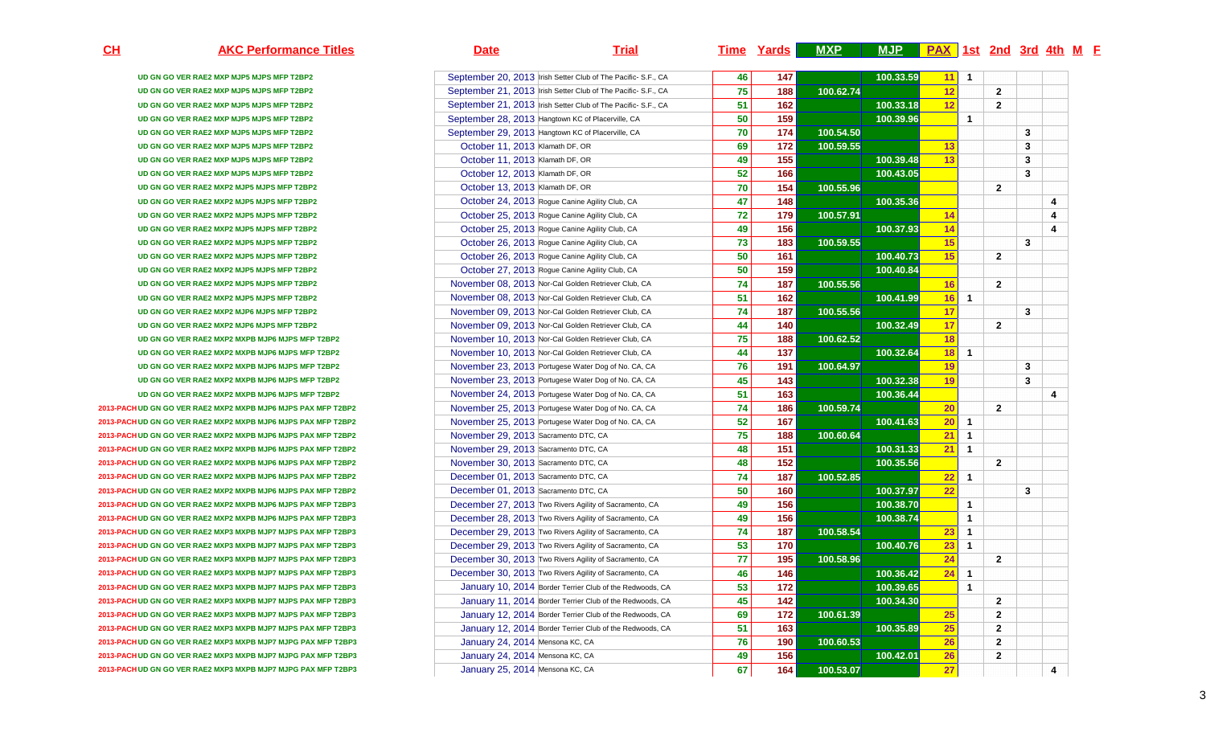| CH | AKC Performance Titles | Date | Trial | Time | Yards | MXP | MJP | PAX | 1st | 2nd | 3rd | 4th | M | F |
|---|---|---|---|---|---|---|---|---|---|---|---|---|---|---|
| | UD GN GO VER RAE2 MXP MJP5 MJPS MFP T2BP2 | September 20, 2013 | Irish Setter Club of The Pacific- S.F., CA | 46 | 147 | | 100.33.59 | 11 | 1 | | | | | |
| | UD GN GO VER RAE2 MXP MJP5 MJPS MFP T2BP2 | September 21, 2013 | Irish Setter Club of The Pacific- S.F., CA | 75 | 188 | 100.62.74 | | 12 | | 2 | | | | |
| | UD GN GO VER RAE2 MXP MJP5 MJPS MFP T2BP2 | September 21, 2013 | Irish Setter Club of The Pacific- S.F., CA | 51 | 162 | | 100.33.18 | 12 | | 2 | | | | |
| | UD GN GO VER RAE2 MXP MJP5 MJPS MFP T2BP2 | September 28, 2013 | Hangtown KC of Placerville, CA | 50 | 159 | | 100.39.96 | | 1 | | | | | |
| | UD GN GO VER RAE2 MXP MJP5 MJPS MFP T2BP2 | September 29, 2013 | Hangtown KC of Placerville, CA | 70 | 174 | 100.54.50 | | | | | 3 | | | |
| | UD GN GO VER RAE2 MXP MJP5 MJPS MFP T2BP2 | October 11, 2013 | Klamath DF, OR | 69 | 172 | 100.59.55 | | 13 | | | 3 | | | |
| | UD GN GO VER RAE2 MXP MJP5 MJPS MFP T2BP2 | October 11, 2013 | Klamath DF, OR | 49 | 155 | | 100.39.48 | 13 | | | 3 | | | |
| | UD GN GO VER RAE2 MXP MJP5 MJPS MFP T2BP2 | October 12, 2013 | Klamath DF, OR | 52 | 166 | | 100.43.05 | | | | 3 | | | |
| | UD GN GO VER RAE2 MXP2 MJP5 MJPS MFP T2BP2 | October 13, 2013 | Klamath DF, OR | 70 | 154 | 100.55.96 | | | | 2 | | | | |
| | UD GN GO VER RAE2 MXP2 MJP5 MJPS MFP T2BP2 | October 24, 2013 | Rogue Canine Agility Club, CA | 47 | 148 | | 100.35.36 | | | | | 4 | | |
| | UD GN GO VER RAE2 MXP2 MJP5 MJPS MFP T2BP2 | October 25, 2013 | Rogue Canine Agility Club, CA | 72 | 179 | 100.57.91 | | 14 | | | | 4 | | |
| | UD GN GO VER RAE2 MXP2 MJP5 MJPS MFP T2BP2 | October 25, 2013 | Rogue Canine Agility Club, CA | 49 | 156 | | 100.37.93 | 14 | | | | 4 | | |
| | UD GN GO VER RAE2 MXP2 MJP5 MJPS MFP T2BP2 | October 26, 2013 | Rogue Canine Agility Club, CA | 73 | 183 | 100.59.55 | | 15 | | | 3 | | | |
| | UD GN GO VER RAE2 MXP2 MJP5 MJPS MFP T2BP2 | October 26, 2013 | Rogue Canine Agility Club, CA | 50 | 161 | | 100.40.73 | 15 | | 2 | | | | |
| | UD GN GO VER RAE2 MXP2 MJP5 MJPS MFP T2BP2 | October 27, 2013 | Rogue Canine Agility Club, CA | 50 | 159 | | 100.40.84 | | | | | | | |
| | UD GN GO VER RAE2 MXP2 MJP5 MJPS MFP T2BP2 | November 08, 2013 | Nor-Cal Golden Retriever Club, CA | 74 | 187 | 100.55.56 | | 16 | | 2 | | | | |
| | UD GN GO VER RAE2 MXP2 MJP5 MJPS MFP T2BP2 | November 08, 2013 | Nor-Cal Golden Retriever Club, CA | 51 | 162 | | 100.41.99 | 16 | 1 | | | | | |
| | UD GN GO VER RAE2 MXP2 MJP6 MJPS MFP T2BP2 | November 09, 2013 | Nor-Cal Golden Retriever Club, CA | 74 | 187 | 100.55.56 | | 17 | | | 3 | | | |
| | UD GN GO VER RAE2 MXP2 MJP6 MJPS MFP T2BP2 | November 09, 2013 | Nor-Cal Golden Retriever Club, CA | 44 | 140 | | 100.32.49 | 17 | | 2 | | | | |
| | UD GN GO VER RAE2 MXP2 MXPB MJP6 MJPS MFP T2BP2 | November 10, 2013 | Nor-Cal Golden Retriever Club, CA | 75 | 188 | 100.62.52 | | 18 | | | | | | |
| | UD GN GO VER RAE2 MXP2 MXPB MJP6 MJPS MFP T2BP2 | November 10, 2013 | Nor-Cal Golden Retriever Club, CA | 44 | 137 | | 100.32.64 | 18 | 1 | | | | | |
| | UD GN GO VER RAE2 MXP2 MXPB MJP6 MJPS MFP T2BP2 | November 23, 2013 | Portugese Water Dog of No. CA, CA | 76 | 191 | 100.64.97 | | 19 | | | 3 | | | |
| | UD GN GO VER RAE2 MXP2 MXPB MJP6 MJPS MFP T2BP2 | November 23, 2013 | Portugese Water Dog of No. CA, CA | 45 | 143 | | 100.32.38 | 19 | | | 3 | | | |
| | UD GN GO VER RAE2 MXP2 MXPB MJP6 MJPS MFP T2BP2 | November 24, 2013 | Portugese Water Dog of No. CA, CA | 51 | 163 | | 100.36.44 | | | | | 4 | | |
| 2013-PACH | UD GN GO VER RAE2 MXP2 MXPB MJP6 MJPS PAX MFP T2BP2 | November 25, 2013 | Portugese Water Dog of No. CA, CA | 74 | 186 | 100.59.74 | | 20 | | 2 | | | | |
| 2013-PACH | UD GN GO VER RAE2 MXP2 MXPB MJP6 MJPS PAX MFP T2BP2 | November 25, 2013 | Portugese Water Dog of No. CA, CA | 52 | 167 | | 100.41.63 | 20 | 1 | | | | | |
| 2013-PACH | UD GN GO VER RAE2 MXP2 MXPB MJP6 MJPS PAX MFP T2BP2 | November 29, 2013 | Sacramento DTC, CA | 75 | 188 | 100.60.64 | | 21 | 1 | | | | | |
| 2013-PACH | UD GN GO VER RAE2 MXP2 MXPB MJP6 MJPS PAX MFP T2BP2 | November 29, 2013 | Sacramento DTC, CA | 48 | 151 | | 100.31.33 | 21 | 1 | | | | | |
| 2013-PACH | UD GN GO VER RAE2 MXP2 MXPB MJP6 MJPS PAX MFP T2BP2 | November 30, 2013 | Sacramento DTC, CA | 48 | 152 | | 100.35.56 | | | 2 | | | | |
| 2013-PACH | UD GN GO VER RAE2 MXP2 MXPB MJP6 MJPS PAX MFP T2BP2 | December 01, 2013 | Sacramento DTC, CA | 74 | 187 | 100.52.85 | | 22 | 1 | | | | | |
| 2013-PACH | UD GN GO VER RAE2 MXP2 MXPB MJP6 MJPS PAX MFP T2BP2 | December 01, 2013 | Sacramento DTC, CA | 50 | 160 | | 100.37.97 | 22 | | | 3 | | | |
| 2013-PACH | UD GN GO VER RAE2 MXP2 MXPB MJP6 MJPS PAX MFP T2BP3 | December 27, 2013 | Two Rivers Agility of Sacramento, CA | 49 | 156 | | 100.38.70 | | 1 | | | | | |
| 2013-PACH | UD GN GO VER RAE2 MXP2 MXPB MJP6 MJPS PAX MFP T2BP3 | December 28, 2013 | Two Rivers Agility of Sacramento, CA | 49 | 156 | | 100.38.74 | | 1 | | | | | |
| 2013-PACH | UD GN GO VER RAE2 MXP3 MXPB MJP7 MJPS PAX MFP T2BP3 | December 29, 2013 | Two Rivers Agility of Sacramento, CA | 74 | 187 | 100.58.54 | | 23 | 1 | | | | | |
| 2013-PACH | UD GN GO VER RAE2 MXP3 MXPB MJP7 MJPS PAX MFP T2BP3 | December 29, 2013 | Two Rivers Agility of Sacramento, CA | 53 | 170 | | 100.40.76 | 23 | 1 | | | | | |
| 2013-PACH | UD GN GO VER RAE2 MXP3 MXPB MJP7 MJPS PAX MFP T2BP3 | December 30, 2013 | Two Rivers Agility of Sacramento, CA | 77 | 195 | 100.58.96 | | 24 | | 2 | | | | |
| 2013-PACH | UD GN GO VER RAE2 MXP3 MXPB MJP7 MJPS PAX MFP T2BP3 | December 30, 2013 | Two Rivers Agility of Sacramento, CA | 46 | 146 | | 100.36.42 | 24 | 1 | | | | | |
| 2013-PACH | UD GN GO VER RAE2 MXP3 MXPB MJP7 MJPS PAX MFP T2BP3 | January 10, 2014 | Border Terrier Club of the Redwoods, CA | 53 | 172 | | 100.39.65 | | 1 | | | | | |
| 2013-PACH | UD GN GO VER RAE2 MXP3 MXPB MJP7 MJPS PAX MFP T2BP3 | January 11, 2014 | Border Terrier Club of the Redwoods, CA | 45 | 142 | | 100.34.30 | | | 2 | | | | |
| 2013-PACH | UD GN GO VER RAE2 MXP3 MXPB MJP7 MJPS PAX MFP T2BP3 | January 12, 2014 | Border Terrier Club of the Redwoods, CA | 69 | 172 | 100.61.39 | | 25 | | 2 | | | | |
| 2013-PACH | UD GN GO VER RAE2 MXP3 MXPB MJP7 MJPS PAX MFP T2BP3 | January 12, 2014 | Border Terrier Club of the Redwoods, CA | 51 | 163 | | 100.35.89 | 25 | | 2 | | | | |
| 2013-PACH | UD GN GO VER RAE2 MXP3 MXPB MJP7 MJPG PAX MFP T2BP3 | January 24, 2014 | Mensona KC, CA | 76 | 190 | 100.60.53 | | 26 | | 2 | | | | |
| 2013-PACH | UD GN GO VER RAE2 MXP3 MXPB MJP7 MJPG PAX MFP T2BP3 | January 24, 2014 | Mensona KC, CA | 49 | 156 | | 100.42.01 | 26 | | 2 | | | | |
| 2013-PACH | UD GN GO VER RAE2 MXP3 MXPB MJP7 MJPG PAX MFP T2BP3 | January 25, 2014 | Mensona KC, CA | 67 | 164 | 100.53.07 | | 27 | | | | 4 | | |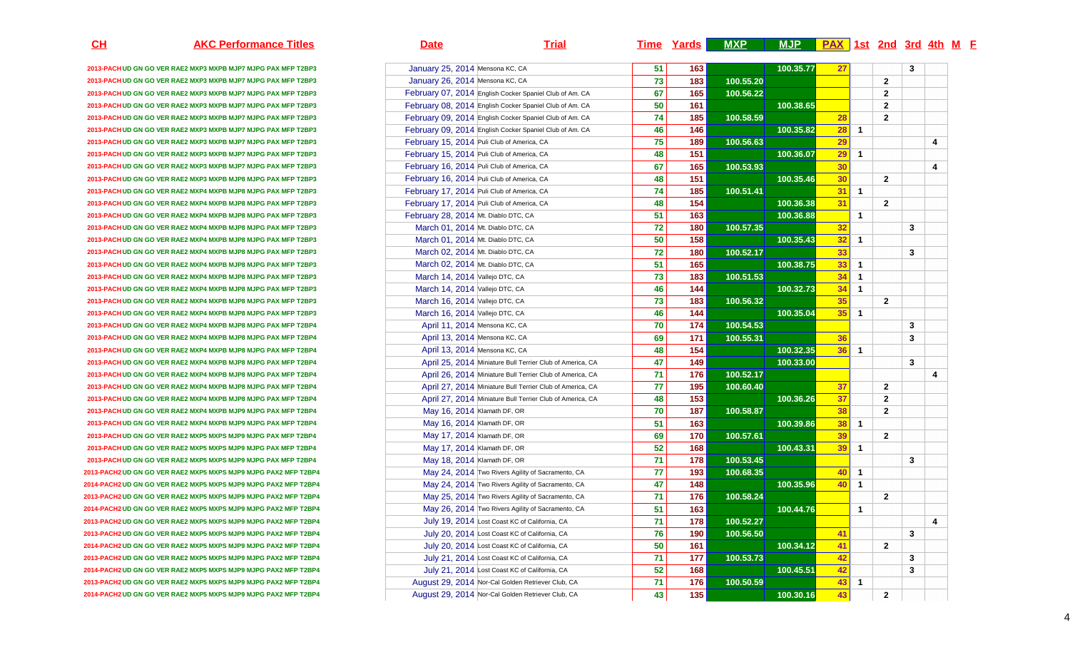| CH | AKC Performance Titles | Date | Trial | Time | Yards | MXP | MJP | PAX | 1st | 2nd | 3rd | 4th | M | F |
|---|---|---|---|---|---|---|---|---|---|---|---|---|---|---|
| 2013-PACH | UD GN GO VER RAE2 MXP3 MXPB MJP7 MJPG PAX MFP T2BP3 | January 25, 2014 | Mensona KC, CA | 51 | 163 | | 100.35.77 | 27 | | | 3 | | | |
| 2013-PACH | UD GN GO VER RAE2 MXP3 MXPB MJP7 MJPG PAX MFP T2BP3 | January 26, 2014 | Mensona KC, CA | 73 | 183 | 100.55.20 | | | | 2 | | | | |
| 2013-PACH | UD GN GO VER RAE2 MXP3 MXPB MJP7 MJPG PAX MFP T2BP3 | February 07, 2014 | English Cocker Spaniel Club of Am. CA | 67 | 165 | 100.56.22 | | | | 2 | | | | |
| 2013-PACH | UD GN GO VER RAE2 MXP3 MXPB MJP7 MJPG PAX MFP T2BP3 | February 08, 2014 | English Cocker Spaniel Club of Am. CA | 50 | 161 | | 100.38.65 | | | 2 | | | | |
| 2013-PACH | UD GN GO VER RAE2 MXP3 MXPB MJP7 MJPG PAX MFP T2BP3 | February 09, 2014 | English Cocker Spaniel Club of Am. CA | 74 | 185 | 100.58.59 | | 28 | | 2 | | | | |
| 2013-PACH | UD GN GO VER RAE2 MXP3 MXPB MJP7 MJPG PAX MFP T2BP3 | February 09, 2014 | English Cocker Spaniel Club of Am. CA | 46 | 146 | | 100.35.82 | 28 | 1 | | | | | |
| 2013-PACH | UD GN GO VER RAE2 MXP3 MXPB MJP7 MJPG PAX MFP T2BP3 | February 15, 2014 | Puli Club of America, CA | 75 | 189 | 100.56.63 | | 29 | | | | 4 | | |
| 2013-PACH | UD GN GO VER RAE2 MXP3 MXPB MJP7 MJPG PAX MFP T2BP3 | February 15, 2014 | Puli Club of America, CA | 48 | 151 | | 100.36.07 | 29 | 1 | | | | | |
| 2013-PACH | UD GN GO VER RAE2 MXP3 MXPB MJP7 MJPG PAX MFP T2BP3 | February 16, 2014 | Puli Club of America, CA | 67 | 165 | 100.53.93 | | 30 | | | | 4 | | |
| 2013-PACH | UD GN GO VER RAE2 MXP3 MXPB MJP8 MJPG PAX MFP T2BP3 | February 16, 2014 | Puli Club of America, CA | 48 | 151 | | 100.35.46 | 30 | | 2 | | | | |
| 2013-PACH | UD GN GO VER RAE2 MXP4 MXPB MJP8 MJPG PAX MFP T2BP3 | February 17, 2014 | Puli Club of America, CA | 74 | 185 | 100.51.41 | | 31 | 1 | | | | | |
| 2013-PACH | UD GN GO VER RAE2 MXP4 MXPB MJP8 MJPG PAX MFP T2BP3 | February 17, 2014 | Puli Club of America, CA | 48 | 154 | | 100.36.38 | 31 | | 2 | | | | |
| 2013-PACH | UD GN GO VER RAE2 MXP4 MXPB MJP8 MJPG PAX MFP T2BP3 | February 28, 2014 | Mt. Diablo DTC, CA | 51 | 163 | | 100.36.88 | | 1 | | | | | |
| 2013-PACH | UD GN GO VER RAE2 MXP4 MXPB MJP8 MJPG PAX MFP T2BP3 | March 01, 2014 | Mt. Diablo DTC, CA | 72 | 180 | 100.57.35 | | 32 | | | 3 | | | |
| 2013-PACH | UD GN GO VER RAE2 MXP4 MXPB MJP8 MJPG PAX MFP T2BP3 | March 01, 2014 | Mt. Diablo DTC, CA | 50 | 158 | | 100.35.43 | 32 | 1 | | | | | |
| 2013-PACH | UD GN GO VER RAE2 MXP4 MXPB MJP8 MJPG PAX MFP T2BP3 | March 02, 2014 | Mt. Diablo DTC, CA | 72 | 180 | 100.52.17 | | 33 | | | 3 | | | |
| 2013-PACH | UD GN GO VER RAE2 MXP4 MXPB MJP8 MJPG PAX MFP T2BP3 | March 02, 2014 | Mt. Diablo DTC, CA | 51 | 165 | | 100.38.75 | 33 | 1 | | | | | |
| 2013-PACH | UD GN GO VER RAE2 MXP4 MXPB MJP8 MJPG PAX MFP T2BP3 | March 14, 2014 | Vallejo DTC, CA | 73 | 183 | 100.51.53 | | 34 | 1 | | | | | |
| 2013-PACH | UD GN GO VER RAE2 MXP4 MXPB MJP8 MJPG PAX MFP T2BP3 | March 14, 2014 | Vallejo DTC, CA | 46 | 144 | | 100.32.73 | 34 | 1 | | | | | |
| 2013-PACH | UD GN GO VER RAE2 MXP4 MXPB MJP8 MJPG PAX MFP T2BP3 | March 16, 2014 | Vallejo DTC, CA | 73 | 183 | 100.56.32 | | 35 | | 2 | | | | |
| 2013-PACH | UD GN GO VER RAE2 MXP4 MXPB MJP8 MJPG PAX MFP T2BP3 | March 16, 2014 | Vallejo DTC, CA | 46 | 144 | | 100.35.04 | 35 | 1 | | | | | |
| 2013-PACH | UD GN GO VER RAE2 MXP4 MXPB MJP8 MJPG PAX MFP T2BP4 | April 11, 2014 | Mensona KC, CA | 70 | 174 | 100.54.53 | | | | | 3 | | | |
| 2013-PACH | UD GN GO VER RAE2 MXP4 MXPB MJP8 MJPG PAX MFP T2BP4 | April 13, 2014 | Mensona KC, CA | 69 | 171 | 100.55.31 | | 36 | | | 3 | | | |
| 2013-PACH | UD GN GO VER RAE2 MXP4 MXPB MJP8 MJPG PAX MFP T2BP4 | April 13, 2014 | Mensona KC, CA | 48 | 154 | | 100.32.35 | 36 | 1 | | | | | |
| 2013-PACH | UD GN GO VER RAE2 MXP4 MXPB MJP8 MJPG PAX MFP T2BP4 | April 25, 2014 | Miniature Bull Terrier Club of America, CA | 47 | 149 | | 100.33.00 | | | | 3 | | | |
| 2013-PACH | UD GN GO VER RAE2 MXP4 MXPB MJP8 MJPG PAX MFP T2BP4 | April 26, 2014 | Miniature Bull Terrier Club of America, CA | 71 | 176 | 100.52.17 | | | | | | 4 | | |
| 2013-PACH | UD GN GO VER RAE2 MXP4 MXPB MJP8 MJPG PAX MFP T2BP4 | April 27, 2014 | Miniature Bull Terrier Club of America, CA | 77 | 195 | 100.60.40 | | 37 | | 2 | | | | |
| 2013-PACH | UD GN GO VER RAE2 MXP4 MXPB MJP8 MJPG PAX MFP T2BP4 | April 27, 2014 | Miniature Bull Terrier Club of America, CA | 48 | 153 | | 100.36.26 | 37 | | 2 | | | | |
| 2013-PACH | UD GN GO VER RAE2 MXP4 MXPB MJP9 MJPG PAX MFP T2BP4 | May 16, 2014 | Klamath DF, OR | 70 | 187 | 100.58.87 | | 38 | | 2 | | | | |
| 2013-PACH | UD GN GO VER RAE2 MXP4 MXPB MJP9 MJPG PAX MFP T2BP4 | May 16, 2014 | Klamath DF, OR | 51 | 163 | | 100.39.86 | 38 | 1 | | | | | |
| 2013-PACH | UD GN GO VER RAE2 MXP5 MXPS MJP9 MJPG PAX MFP T2BP4 | May 17, 2014 | Klamath DF, OR | 69 | 170 | 100.57.61 | | 39 | | 2 | | | | |
| 2013-PACH | UD GN GO VER RAE2 MXP5 MXPS MJP9 MJPG PAX MFP T2BP4 | May 17, 2014 | Klamath DF, OR | 52 | 168 | | 100.43.31 | 39 | 1 | | | | | |
| 2013-PACH | UD GN GO VER RAE2 MXP5 MXPS MJP9 MJPG PAX MFP T2BP4 | May 18, 2014 | Klamath DF, OR | 71 | 178 | 100.53.45 | | | | | 3 | | | |
| 2013-PACH2 | UD GN GO VER RAE2 MXP5 MXPS MJP9 MJPG PAX2 MFP T2BP4 | May 24, 2014 | Two Rivers Agility of Sacramento, CA | 77 | 193 | 100.68.35 | | 40 | 1 | | | | | |
| 2014-PACH2 | UD GN GO VER RAE2 MXP5 MXPS MJP9 MJPG PAX2 MFP T2BP4 | May 24, 2014 | Two Rivers Agility of Sacramento, CA | 47 | 148 | | 100.35.96 | 40 | 1 | | | | | |
| 2013-PACH2 | UD GN GO VER RAE2 MXP5 MXPS MJP9 MJPG PAX2 MFP T2BP4 | May 25, 2014 | Two Rivers Agility of Sacramento, CA | 71 | 176 | 100.58.24 | | | | 2 | | | | |
| 2014-PACH2 | UD GN GO VER RAE2 MXP5 MXPS MJP9 MJPG PAX2 MFP T2BP4 | May 26, 2014 | Two Rivers Agility of Sacramento, CA | 51 | 163 | | 100.44.76 | | 1 | | | | | |
| 2013-PACH2 | UD GN GO VER RAE2 MXP5 MXPS MJP9 MJPG PAX2 MFP T2BP4 | July 19, 2014 | Lost Coast KC of California, CA | 71 | 178 | 100.52.27 | | | | | | 4 | | |
| 2013-PACH2 | UD GN GO VER RAE2 MXP5 MXPS MJP9 MJPG PAX2 MFP T2BP4 | July 20, 2014 | Lost Coast KC of California, CA | 76 | 190 | 100.56.50 | | 41 | | | 3 | | | |
| 2014-PACH2 | UD GN GO VER RAE2 MXP5 MXPS MJP9 MJPG PAX2 MFP T2BP4 | July 20, 2014 | Lost Coast KC of California, CA | 50 | 161 | | 100.34.12 | 41 | | 2 | | | | |
| 2013-PACH2 | UD GN GO VER RAE2 MXP5 MXPS MJP9 MJPG PAX2 MFP T2BP4 | July 21, 2014 | Lost Coast KC of California, CA | 71 | 177 | 100.53.73 | | 42 | | | 3 | | | |
| 2014-PACH2 | UD GN GO VER RAE2 MXP5 MXPS MJP9 MJPG PAX2 MFP T2BP4 | July 21, 2014 | Lost Coast KC of California, CA | 52 | 168 | | 100.45.51 | 42 | | | 3 | | | |
| 2013-PACH2 | UD GN GO VER RAE2 MXP5 MXPS MJP9 MJPG PAX2 MFP T2BP4 | August 29, 2014 | Nor-Cal Golden Retriever Club, CA | 71 | 176 | 100.50.59 | | 43 | 1 | | | | | |
| 2014-PACH2 | UD GN GO VER RAE2 MXP5 MXPS MJP9 MJPG PAX2 MFP T2BP4 | August 29, 2014 | Nor-Cal Golden Retriever Club, CA | 43 | 135 | | 100.30.16 | 43 | | 2 | | | | |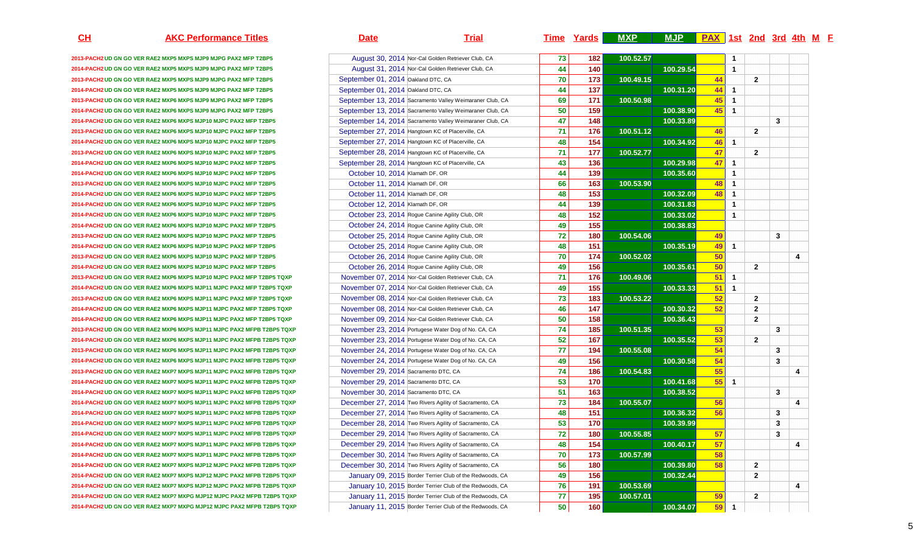| CH | AKC Performance Titles | Date | Trial | Time | Yards | MXP | MJP | PAX | 1st | 2nd | 3rd | 4th | M | F |
|---|---|---|---|---|---|---|---|---|---|---|---|---|---|---|
| 2013-PACH2 | UD GN GO VER RAE2 MXP5 MXPS MJP9 MJPG PAX2 MFP T2BP5 | August 30, 2014 | Nor-Cal Golden Retriever Club, CA | 73 | 182 | 100.52.57 | | | 1 | | | | | |
| 2014-PACH2 | UD GN GO VER RAE2 MXP5 MXPS MJP9 MJPG PAX2 MFP T2BP5 | August 31, 2014 | Nor-Cal Golden Retriever Club, CA | 44 | 140 | | 100.29.54 | | 1 | | | | | |
| 2013-PACH2 | UD GN GO VER RAE2 MXP5 MXPS MJP9 MJPG PAX2 MFP T2BP5 | September 01, 2014 | Oakland DTC, CA | 70 | 173 | 100.49.15 | | 44 | | 2 | | | | |
| 2014-PACH2 | UD GN GO VER RAE2 MXP5 MXPS MJP9 MJPG PAX2 MFP T2BP5 | September 01, 2014 | Oakland DTC, CA | 44 | 137 | | 100.31.20 | 44 | 1 | | | | | |
| 2013-PACH2 | UD GN GO VER RAE2 MXP6 MXPS MJP9 MJPG PAX2 MFP T2BP5 | September 13, 2014 | Sacramento Valley Weimaraner Club, CA | 69 | 171 | 100.50.98 | | 45 | 1 | | | | | |
| 2014-PACH2 | UD GN GO VER RAE2 MXP6 MXPS MJP9 MJPG PAX2 MFP T2BP5 | September 13, 2014 | Sacramento Valley Weimaraner Club, CA | 50 | 159 | | 100.38.90 | 45 | 1 | | | | | |
| 2014-PACH2 | UD GN GO VER RAE2 MXP6 MXPS MJP10 MJPC PAX2 MFP T2BP5 | September 14, 2014 | Sacramento Valley Weimaraner Club, CA | 47 | 148 | | 100.33.89 | | | | 3 | | | |
| 2013-PACH2 | UD GN GO VER RAE2 MXP6 MXPS MJP10 MJPC PAX2 MFP T2BP5 | September 27, 2014 | Hangtown KC of Placerville, CA | 71 | 176 | 100.51.12 | | 46 | | 2 | | | | |
| 2014-PACH2 | UD GN GO VER RAE2 MXP6 MXPS MJP10 MJPC PAX2 MFP T2BP5 | September 27, 2014 | Hangtown KC of Placerville, CA | 48 | 154 | | 100.34.92 | 46 | 1 | | | | | |
| 2013-PACH2 | UD GN GO VER RAE2 MXP6 MXPS MJP10 MJPC PAX2 MFP T2BP5 | September 28, 2014 | Hangtown KC of Placerville, CA | 71 | 177 | 100.52.77 | | 47 | | 2 | | | | |
| 2014-PACH2 | UD GN GO VER RAE2 MXP6 MXPS MJP10 MJPC PAX2 MFP T2BP5 | September 28, 2014 | Hangtown KC of Placerville, CA | 43 | 136 | | 100.29.98 | 47 | 1 | | | | | |
| 2014-PACH2 | UD GN GO VER RAE2 MXP6 MXPS MJP10 MJPC PAX2 MFP T2BP5 | October 10, 2014 | Klamath DF, OR | 44 | 139 | | 100.35.60 | | 1 | | | | | |
| 2013-PACH2 | UD GN GO VER RAE2 MXP6 MXPS MJP10 MJPC PAX2 MFP T2BP5 | October 11, 2014 | Klamath DF, OR | 66 | 163 | 100.53.90 | | 48 | 1 | | | | | |
| 2014-PACH2 | UD GN GO VER RAE2 MXP6 MXPS MJP10 MJPC PAX2 MFP T2BP5 | October 11, 2014 | Klamath DF, OR | 48 | 153 | | 100.32.09 | 48 | 1 | | | | | |
| 2014-PACH2 | UD GN GO VER RAE2 MXP6 MXPS MJP10 MJPC PAX2 MFP T2BP5 | October 12, 2014 | Klamath DF, OR | 44 | 139 | | 100.31.83 | | 1 | | | | | |
| 2014-PACH2 | UD GN GO VER RAE2 MXP6 MXPS MJP10 MJPC PAX2 MFP T2BP5 | October 23, 2014 | Rogue Canine Agility Club, OR | 48 | 152 | | 100.33.02 | | 1 | | | | | |
| 2014-PACH2 | UD GN GO VER RAE2 MXP6 MXPS MJP10 MJPC PAX2 MFP T2BP5 | October 24, 2014 | Rogue Canine Agility Club, OR | 49 | 155 | | 100.38.83 | | | | | | | |
| 2013-PACH2 | UD GN GO VER RAE2 MXP6 MXPS MJP10 MJPC PAX2 MFP T2BP5 | October 25, 2014 | Rogue Canine Agility Club, OR | 72 | 180 | 100.54.06 | | 49 | | | 3 | | | |
| 2014-PACH2 | UD GN GO VER RAE2 MXP6 MXPS MJP10 MJPC PAX2 MFP T2BP5 | October 25, 2014 | Rogue Canine Agility Club, OR | 48 | 151 | | 100.35.19 | 49 | 1 | | | | | |
| 2013-PACH2 | UD GN GO VER RAE2 MXP6 MXPS MJP10 MJPC PAX2 MFP T2BP5 | October 26, 2014 | Rogue Canine Agility Club, OR | 70 | 174 | 100.52.02 | | 50 | | | | 4 | | |
| 2014-PACH2 | UD GN GO VER RAE2 MXP6 MXPS MJP10 MJPC PAX2 MFP T2BP5 | October 26, 2014 | Rogue Canine Agility Club, OR | 49 | 156 | | 100.35.61 | 50 | | 2 | | | | |
| 2013-PACH2 | UD GN GO VER RAE2 MXP6 MXPS MJP10 MJPC PAX2 MFP T2BP5 TQXP | November 07, 2014 | Nor-Cal Golden Retriever Club, CA | 71 | 176 | 100.49.06 | | 51 | 1 | | | | | |
| 2014-PACH2 | UD GN GO VER RAE2 MXP6 MXPS MJP11 MJPC PAX2 MFP T2BP5 TQXP | November 07, 2014 | Nor-Cal Golden Retriever Club, CA | 49 | 155 | | 100.33.33 | 51 | 1 | | | | | |
| 2013-PACH2 | UD GN GO VER RAE2 MXP6 MXPS MJP11 MJPC PAX2 MFP T2BP5 TQXP | November 08, 2014 | Nor-Cal Golden Retriever Club, CA | 73 | 183 | 100.53.22 | | 52 | | 2 | | | | |
| 2014-PACH2 | UD GN GO VER RAE2 MXP6 MXPS MJP11 MJPC PAX2 MFP T2BP5 TQXP | November 08, 2014 | Nor-Cal Golden Retriever Club, CA | 46 | 147 | | 100.30.32 | 52 | | 2 | | | | |
| 2014-PACH2 | UD GN GO VER RAE2 MXP6 MXPS MJP11 MJPC PAX2 MFP T2BP5 TQXP | November 09, 2014 | Nor-Cal Golden Retriever Club, CA | 50 | 158 | | 100.36.43 | | | 2 | | | | |
| 2013-PACH2 | UD GN GO VER RAE2 MXP6 MXPS MJP11 MJPC PAX2 MFPB T2BP5 TQXP | November 23, 2014 | Portugese Water Dog of No. CA, CA | 74 | 185 | 100.51.35 | | 53 | | | 3 | | | |
| 2014-PACH2 | UD GN GO VER RAE2 MXP6 MXPS MJP11 MJPC PAX2 MFPB T2BP5 TQXP | November 23, 2014 | Portugese Water Dog of No. CA, CA | 52 | 167 | | 100.35.52 | 53 | | 2 | | | | |
| 2013-PACH2 | UD GN GO VER RAE2 MXP6 MXPS MJP11 MJPC PAX2 MFPB T2BP5 TQXP | November 24, 2014 | Portugese Water Dog of No. CA, CA | 77 | 194 | 100.55.08 | | 54 | | | 3 | | | |
| 2014-PACH2 | UD GN GO VER RAE2 MXP6 MXPS MJP11 MJPC PAX2 MFPB T2BP5 TQXP | November 24, 2014 | Portugese Water Dog of No. CA, CA | 49 | 156 | | 100.30.58 | 54 | | | 3 | | | |
| 2013-PACH2 | UD GN GO VER RAE2 MXP7 MXPS MJP11 MJPC PAX2 MFPB T2BP5 TQXP | November 29, 2014 | Sacramento DTC, CA | 74 | 186 | 100.54.83 | | 55 | | | | 4 | | |
| 2014-PACH2 | UD GN GO VER RAE2 MXP7 MXPS MJP11 MJPC PAX2 MFPB T2BP5 TQXP | November 29, 2014 | Sacramento DTC, CA | 53 | 170 | | 100.41.68 | 55 | 1 | | | | | |
| 2014-PACH2 | UD GN GO VER RAE2 MXP7 MXPS MJP11 MJPC PAX2 MFPB T2BP5 TQXP | November 30, 2014 | Sacramento DTC, CA | 51 | 163 | | 100.38.52 | | | | 3 | | | |
| 2014-PACH2 | UD GN GO VER RAE2 MXP7 MXPS MJP11 MJPC PAX2 MFPB T2BP5 TQXP | December 27, 2014 | Two Rivers Agility of Sacramento, CA | 73 | 184 | 100.55.07 | | 56 | | | | 4 | | |
| 2014-PACH2 | UD GN GO VER RAE2 MXP7 MXPS MJP11 MJPC PAX2 MFPB T2BP5 TQXP | December 27, 2014 | Two Rivers Agility of Sacramento, CA | 48 | 151 | | 100.36.32 | 56 | | | 3 | | | |
| 2014-PACH2 | UD GN GO VER RAE2 MXP7 MXPS MJP11 MJPC PAX2 MFPB T2BP5 TQXP | December 28, 2014 | Two Rivers Agility of Sacramento, CA | 53 | 170 | | 100.39.99 | | | | 3 | | | |
| 2014-PACH2 | UD GN GO VER RAE2 MXP7 MXPS MJP11 MJPC PAX2 MFPB T2BP5 TQXP | December 29, 2014 | Two Rivers Agility of Sacramento, CA | 72 | 180 | 100.55.85 | | 57 | | | 3 | | | |
| 2014-PACH2 | UD GN GO VER RAE2 MXP7 MXPS MJP11 MJPC PAX2 MFPB T2BP5 TQXP | December 29, 2014 | Two Rivers Agility of Sacramento, CA | 48 | 154 | | 100.40.17 | 57 | | | | 4 | | |
| 2014-PACH2 | UD GN GO VER RAE2 MXP7 MXPS MJP11 MJPC PAX2 MFPB T2BP5 TQXP | December 30, 2014 | Two Rivers Agility of Sacramento, CA | 70 | 173 | 100.57.99 | | 58 | | | | | | |
| 2014-PACH2 | UD GN GO VER RAE2 MXP7 MXPS MJP12 MJPC PAX2 MFPB T2BP5 TQXP | December 30, 2014 | Two Rivers Agility of Sacramento, CA | 56 | 180 | | 100.39.80 | 58 | | 2 | | | | |
| 2014-PACH2 | UD GN GO VER RAE2 MXP7 MXPS MJP12 MJPC PAX2 MFPB T2BP5 TQXP | January 09, 2015 | Border Terrier Club of the Redwoods, CA | 49 | 156 | | 100.32.44 | | | 2 | | | | |
| 2014-PACH2 | UD GN GO VER RAE2 MXP7 MXPS MJP12 MJPC PAX2 MFPB T2BP5 TQXP | January 10, 2015 | Border Terrier Club of the Redwoods, CA | 76 | 191 | 100.53.69 | | | | | | 4 | | |
| 2014-PACH2 | UD GN GO VER RAE2 MXP7 MXPG MJP12 MJPC PAX2 MFPB T2BP5 TQXP | January 11, 2015 | Border Terrier Club of the Redwoods, CA | 77 | 195 | 100.57.01 | | 59 | | 2 | | | | |
| 2014-PACH2 | UD GN GO VER RAE2 MXP7 MXPG MJP12 MJPC PAX2 MFPB T2BP5 TQXP | January 11, 2015 | Border Terrier Club of the Redwoods, CA | 50 | 160 | | 100.34.07 | 59 | 1 | | | | | |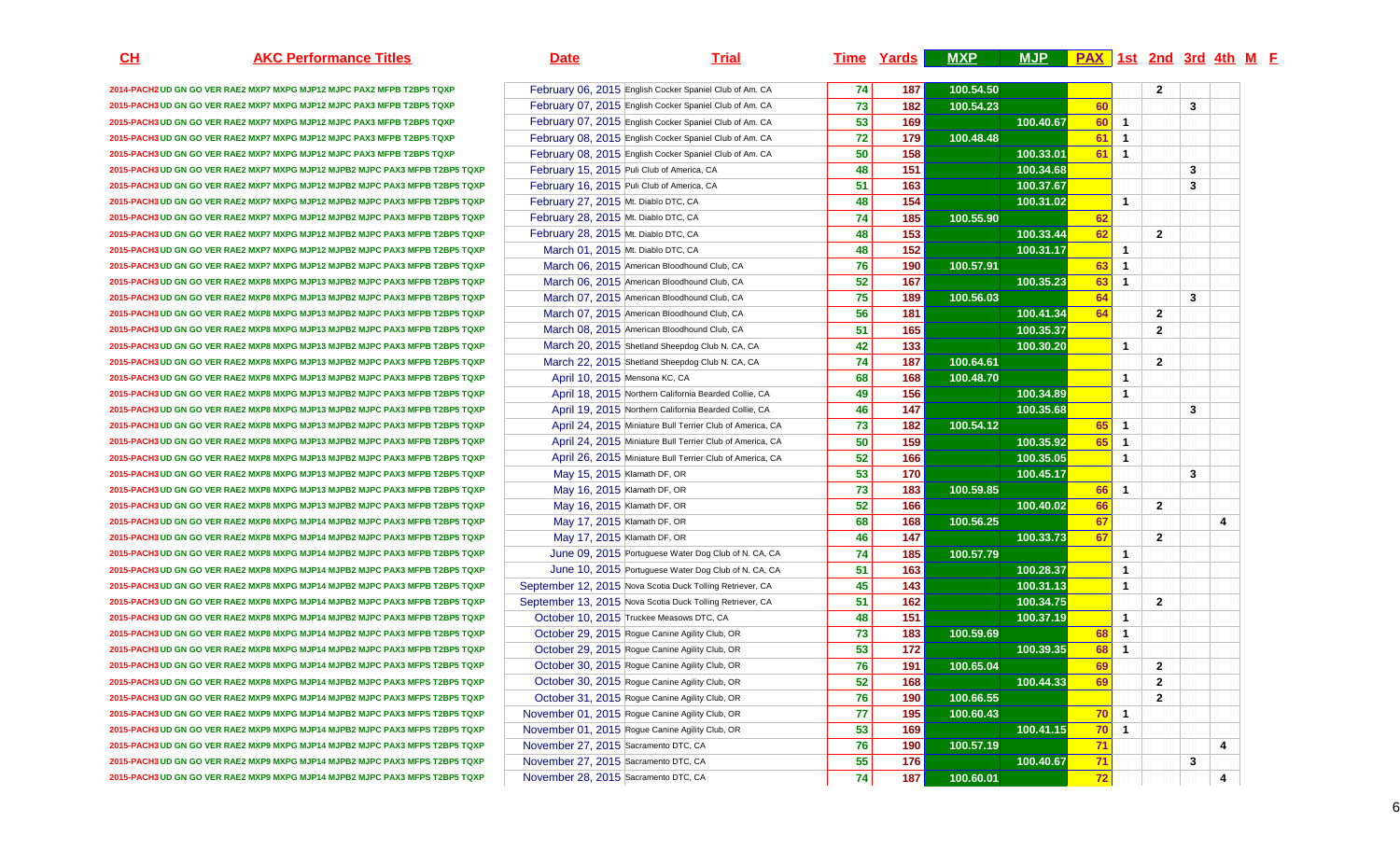| CH | AKC Performance Titles | Date | Trial | Time | Yards | MXP | MJP | PAX | 1st | 2nd | 3rd | 4th | M | F |
|---|---|---|---|---|---|---|---|---|---|---|---|---|---|---|
| 2014-PACH2 | UD GN GO VER RAE2 MXP7 MXPG MJP12 MJPC PAX2 MFPB T2BP5 TQXP | February 06, 2015 | English Cocker Spaniel Club of Am. CA | 74 | 187 | 100.54.50 | | | | 2 | | | | |
| 2015-PACH3 | UD GN GO VER RAE2 MXP7 MXPG MJP12 MJPC PAX3 MFPB T2BP5 TQXP | February 07, 2015 | English Cocker Spaniel Club of Am. CA | 73 | 182 | 100.54.23 | | 60 | | | 3 | | | |
| 2015-PACH3 | UD GN GO VER RAE2 MXP7 MXPG MJP12 MJPC PAX3 MFPB T2BP5 TQXP | February 07, 2015 | English Cocker Spaniel Club of Am. CA | 53 | 169 | | 100.40.67 | 60 | 1 | | | | | |
| 2015-PACH3 | UD GN GO VER RAE2 MXP7 MXPG MJP12 MJPC PAX3 MFPB T2BP5 TQXP | February 08, 2015 | English Cocker Spaniel Club of Am. CA | 72 | 179 | 100.48.48 | | 61 | 1 | | | | | |
| 2015-PACH3 | UD GN GO VER RAE2 MXP7 MXPG MJP12 MJPC PAX3 MFPB T2BP5 TQXP | February 08, 2015 | English Cocker Spaniel Club of Am. CA | 50 | 158 | | 100.33.01 | 61 | 1 | | | | | |
| 2015-PACH3 | UD GN GO VER RAE2 MXP7 MXPG MJP12 MJPB2 MJPC PAX3 MFPB T2BP5 TQXP | February 15, 2015 | Puli Club of America, CA | 48 | 151 | | 100.34.68 | | | | 3 | | | |
| 2015-PACH3 | UD GN GO VER RAE2 MXP7 MXPG MJP12 MJPB2 MJPC PAX3 MFPB T2BP5 TQXP | February 16, 2015 | Puli Club of America, CA | 51 | 163 | | 100.37.67 | | | | 3 | | | |
| 2015-PACH3 | UD GN GO VER RAE2 MXP7 MXPG MJP12 MJPB2 MJPC PAX3 MFPB T2BP5 TQXP | February 27, 2015 | Mt. Diablo DTC, CA | 48 | 154 | | 100.31.02 | | 1 | | | | | |
| 2015-PACH3 | UD GN GO VER RAE2 MXP7 MXPG MJP12 MJPB2 MJPC PAX3 MFPB T2BP5 TQXP | February 28, 2015 | Mt. Diablo DTC, CA | 74 | 185 | 100.55.90 | | 62 | | | | | | |
| 2015-PACH3 | UD GN GO VER RAE2 MXP7 MXPG MJP12 MJPB2 MJPC PAX3 MFPB T2BP5 TQXP | February 28, 2015 | Mt. Diablo DTC, CA | 48 | 153 | | 100.33.44 | 62 | | 2 | | | | |
| 2015-PACH3 | UD GN GO VER RAE2 MXP7 MXPG MJP12 MJPB2 MJPC PAX3 MFPB T2BP5 TQXP | March 01, 2015 | Mt. Diablo DTC, CA | 48 | 152 | | 100.31.17 | | 1 | | | | | |
| 2015-PACH3 | UD GN GO VER RAE2 MXP7 MXPG MJP12 MJPB2 MJPC PAX3 MFPB T2BP5 TQXP | March 06, 2015 | American Bloodhound Club, CA | 76 | 190 | 100.57.91 | | 63 | 1 | | | | | |
| 2015-PACH3 | UD GN GO VER RAE2 MXP8 MXPG MJP13 MJPB2 MJPC PAX3 MFPB T2BP5 TQXP | March 06, 2015 | American Bloodhound Club, CA | 52 | 167 | | 100.35.23 | 63 | 1 | | | | | |
| 2015-PACH3 | UD GN GO VER RAE2 MXP8 MXPG MJP13 MJPB2 MJPC PAX3 MFPB T2BP5 TQXP | March 07, 2015 | American Bloodhound Club, CA | 75 | 189 | 100.56.03 | | 64 | | | 3 | | | |
| 2015-PACH3 | UD GN GO VER RAE2 MXP8 MXPG MJP13 MJPB2 MJPC PAX3 MFPB T2BP5 TQXP | March 07, 2015 | American Bloodhound Club, CA | 56 | 181 | | 100.41.34 | 64 | | 2 | | | | |
| 2015-PACH3 | UD GN GO VER RAE2 MXP8 MXPG MJP13 MJPB2 MJPC PAX3 MFPB T2BP5 TQXP | March 08, 2015 | American Bloodhound Club, CA | 51 | 165 | | 100.35.37 | | | 2 | | | | |
| 2015-PACH3 | UD GN GO VER RAE2 MXP8 MXPG MJP13 MJPB2 MJPC PAX3 MFPB T2BP5 TQXP | March 20, 2015 | Shetland Sheepdog Club N. CA, CA | 42 | 133 | | 100.30.20 | | 1 | | | | | |
| 2015-PACH3 | UD GN GO VER RAE2 MXP8 MXPG MJP13 MJPB2 MJPC PAX3 MFPB T2BP5 TQXP | March 22, 2015 | Shetland Sheepdog Club N. CA, CA | 74 | 187 | 100.64.61 | | | | 2 | | | | |
| 2015-PACH3 | UD GN GO VER RAE2 MXP8 MXPG MJP13 MJPB2 MJPC PAX3 MFPB T2BP5 TQXP | April 10, 2015 | Mensona KC, CA | 68 | 168 | 100.48.70 | | | 1 | | | | | |
| 2015-PACH3 | UD GN GO VER RAE2 MXP8 MXPG MJP13 MJPB2 MJPC PAX3 MFPB T2BP5 TQXP | April 18, 2015 | Northern California Bearded Collie, CA | 49 | 156 | | 100.34.89 | | 1 | | | | | |
| 2015-PACH3 | UD GN GO VER RAE2 MXP8 MXPG MJP13 MJPB2 MJPC PAX3 MFPB T2BP5 TQXP | April 19, 2015 | Northern California Bearded Collie, CA | 46 | 147 | | 100.35.68 | | | | 3 | | | |
| 2015-PACH3 | UD GN GO VER RAE2 MXP8 MXPG MJP13 MJPB2 MJPC PAX3 MFPB T2BP5 TQXP | April 24, 2015 | Miniature Bull Terrier Club of America, CA | 73 | 182 | 100.54.12 | | 65 | 1 | | | | | |
| 2015-PACH3 | UD GN GO VER RAE2 MXP8 MXPG MJP13 MJPB2 MJPC PAX3 MFPB T2BP5 TQXP | April 24, 2015 | Miniature Bull Terrier Club of America, CA | 50 | 159 | | 100.35.92 | 65 | 1 | | | | | |
| 2015-PACH3 | UD GN GO VER RAE2 MXP8 MXPG MJP13 MJPB2 MJPC PAX3 MFPB T2BP5 TQXP | April 26, 2015 | Miniature Bull Terrier Club of America, CA | 52 | 166 | | 100.35.05 | | 1 | | | | | |
| 2015-PACH3 | UD GN GO VER RAE2 MXP8 MXPG MJP13 MJPB2 MJPC PAX3 MFPB T2BP5 TQXP | May 15, 2015 | Klamath DF, OR | 53 | 170 | | 100.45.17 | | | | 3 | | | |
| 2015-PACH3 | UD GN GO VER RAE2 MXP8 MXPG MJP13 MJPB2 MJPC PAX3 MFPB T2BP5 TQXP | May 16, 2015 | Klamath DF, OR | 73 | 183 | 100.59.85 | | 66 | 1 | | | | | |
| 2015-PACH3 | UD GN GO VER RAE2 MXP8 MXPG MJP13 MJPB2 MJPC PAX3 MFPB T2BP5 TQXP | May 16, 2015 | Klamath DF, OR | 52 | 166 | | 100.40.02 | 66 | | 2 | | | | |
| 2015-PACH3 | UD GN GO VER RAE2 MXP8 MXPG MJP14 MJPB2 MJPC PAX3 MFPB T2BP5 TQXP | May 17, 2015 | Klamath DF, OR | 68 | 168 | 100.56.25 | | 67 | | | | 4 | | |
| 2015-PACH3 | UD GN GO VER RAE2 MXP8 MXPG MJP14 MJPB2 MJPC PAX3 MFPB T2BP5 TQXP | May 17, 2015 | Klamath DF, OR | 46 | 147 | | 100.33.73 | 67 | | 2 | | | | |
| 2015-PACH3 | UD GN GO VER RAE2 MXP8 MXPG MJP14 MJPB2 MJPC PAX3 MFPB T2BP5 TQXP | June 09, 2015 | Portuguese Water Dog Club of N. CA, CA | 74 | 185 | 100.57.79 | | | 1 | | | | | |
| 2015-PACH3 | UD GN GO VER RAE2 MXP8 MXPG MJP14 MJPB2 MJPC PAX3 MFPB T2BP5 TQXP | June 10, 2015 | Portuguese Water Dog Club of N. CA, CA | 51 | 163 | | 100.28.37 | | 1 | | | | | |
| 2015-PACH3 | UD GN GO VER RAE2 MXP8 MXPG MJP14 MJPB2 MJPC PAX3 MFPB T2BP5 TQXP | September 12, 2015 | Nova Scotia Duck Tolling Retriever, CA | 45 | 143 | | 100.31.13 | | 1 | | | | | |
| 2015-PACH3 | UD GN GO VER RAE2 MXP8 MXPG MJP14 MJPB2 MJPC PAX3 MFPB T2BP5 TQXP | September 13, 2015 | Nova Scotia Duck Tolling Retriever, CA | 51 | 162 | | 100.34.75 | | | 2 | | | | |
| 2015-PACH3 | UD GN GO VER RAE2 MXP8 MXPG MJP14 MJPB2 MJPC PAX3 MFPB T2BP5 TQXP | October 10, 2015 | Truckee Measows DTC, CA | 48 | 151 | | 100.37.19 | | 1 | | | | | |
| 2015-PACH3 | UD GN GO VER RAE2 MXP8 MXPG MJP14 MJPB2 MJPC PAX3 MFPB T2BP5 TQXP | October 29, 2015 | Rogue Canine Agility Club, OR | 73 | 183 | 100.59.69 | | 68 | 1 | | | | | |
| 2015-PACH3 | UD GN GO VER RAE2 MXP8 MXPG MJP14 MJPB2 MJPC PAX3 MFPB T2BP5 TQXP | October 29, 2015 | Rogue Canine Agility Club, OR | 53 | 172 | | 100.39.35 | 68 | 1 | | | | | |
| 2015-PACH3 | UD GN GO VER RAE2 MXP8 MXPG MJP14 MJPB2 MJPC PAX3 MFPS T2BP5 TQXP | October 30, 2015 | Rogue Canine Agility Club, OR | 76 | 191 | 100.65.04 | | 69 | | 2 | | | | |
| 2015-PACH3 | UD GN GO VER RAE2 MXP8 MXPG MJP14 MJPB2 MJPC PAX3 MFPS T2BP5 TQXP | October 30, 2015 | Rogue Canine Agility Club, OR | 52 | 168 | | 100.44.33 | 69 | | 2 | | | | |
| 2015-PACH3 | UD GN GO VER RAE2 MXP9 MXPG MJP14 MJPB2 MJPC PAX3 MFPS T2BP5 TQXP | October 31, 2015 | Rogue Canine Agility Club, OR | 76 | 190 | 100.66.55 | | | | 2 | | | | |
| 2015-PACH3 | UD GN GO VER RAE2 MXP9 MXPG MJP14 MJPB2 MJPC PAX3 MFPS T2BP5 TQXP | November 01, 2015 | Rogue Canine Agility Club, OR | 77 | 195 | 100.60.43 | | 70 | 1 | | | | | |
| 2015-PACH3 | UD GN GO VER RAE2 MXP9 MXPG MJP14 MJPB2 MJPC PAX3 MFPS T2BP5 TQXP | November 01, 2015 | Rogue Canine Agility Club, OR | 53 | 169 | | 100.41.15 | 70 | 1 | | | | | |
| 2015-PACH3 | UD GN GO VER RAE2 MXP9 MXPG MJP14 MJPB2 MJPC PAX3 MFPS T2BP5 TQXP | November 27, 2015 | Sacramento DTC, CA | 76 | 190 | 100.57.19 | | 71 | | | | 4 | | |
| 2015-PACH3 | UD GN GO VER RAE2 MXP9 MXPG MJP14 MJPB2 MJPC PAX3 MFPS T2BP5 TQXP | November 27, 2015 | Sacramento DTC, CA | 55 | 176 | | 100.40.67 | 71 | | | 3 | | | |
| 2015-PACH3 | UD GN GO VER RAE2 MXP9 MXPG MJP14 MJPB2 MJPC PAX3 MFPS T2BP5 TQXP | November 28, 2015 | Sacramento DTC, CA | 74 | 187 | 100.60.01 | | 72 | | | | 4 | | |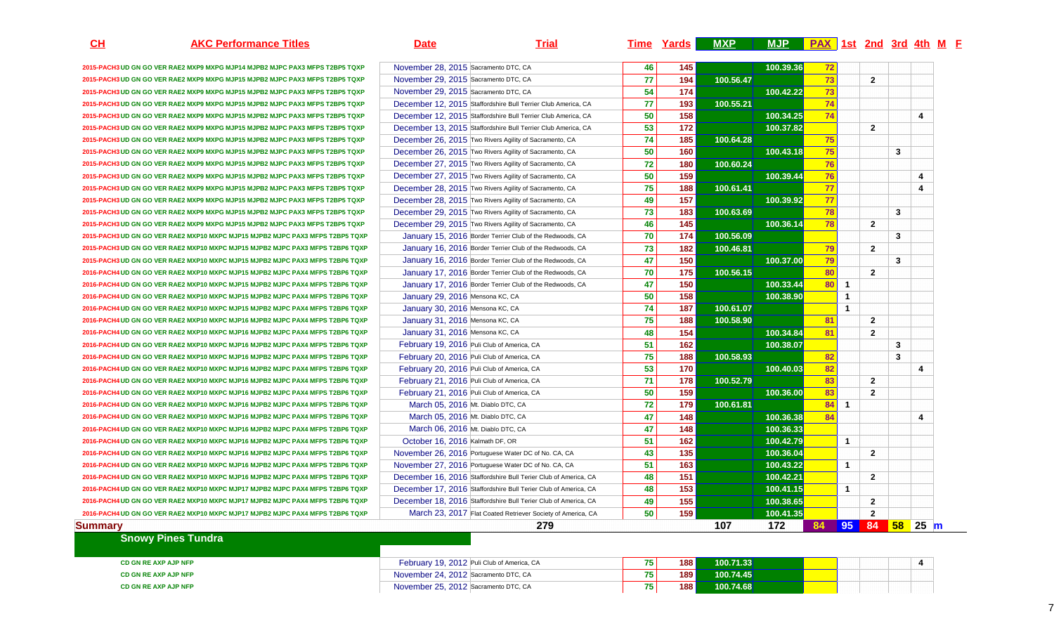| CH | AKC Performance Titles | Date | Trial | Time | Yards | MXP | MJP | PAX | 1st | 2nd | 3rd | 4th | M | F |
|---|---|---|---|---|---|---|---|---|---|---|---|---|---|---|
| | 2015-PACH3 UD GN GO VER RAE2 MXP9 MXPG MJP14 MJPB2 MJPC PAX3 MFPS T2BP5 TQXP | November 28, 2015 | Sacramento DTC, CA | 46 | 145 | | 100.39.36 | 72 | | | | | | |
| | 2015-PACH3 UD GN GO VER RAE2 MXP9 MXPG MJP15 MJPB2 MJPC PAX3 MFPS T2BP5 TQXP | November 29, 2015 | Sacramento DTC, CA | 77 | 194 | 100.56.47 | | 73 | | 2 | | | | |
| | 2015-PACH3 UD GN GO VER RAE2 MXP9 MXPG MJP15 MJPB2 MJPC PAX3 MFPS T2BP5 TQXP | November 29, 2015 | Sacramento DTC, CA | 54 | 174 | | 100.42.22 | 73 | | | | | | |
| | 2015-PACH3 UD GN GO VER RAE2 MXP9 MXPG MJP15 MJPB2 MJPC PAX3 MFPS T2BP5 TQXP | December 12, 2015 | Staffordshire Bull Terrier Club America, CA | 77 | 193 | 100.55.21 | | 74 | | | | | | |
| | 2015-PACH3 UD GN GO VER RAE2 MXP9 MXPG MJP15 MJPB2 MJPC PAX3 MFPS T2BP5 TQXP | December 12, 2015 | Staffordshire Bull Terrier Club America, CA | 50 | 158 | | 100.34.25 | 74 | | | | 4 | | |
| | 2015-PACH3 UD GN GO VER RAE2 MXP9 MXPG MJP15 MJPB2 MJPC PAX3 MFPS T2BP5 TQXP | December 13, 2015 | Staffordshire Bull Terrier Club America, CA | 53 | 172 | | 100.37.82 | | | 2 | | | | |
| | 2015-PACH3 UD GN GO VER RAE2 MXP9 MXPG MJP15 MJPB2 MJPC PAX3 MFPS T2BP5 TQXP | December 26, 2015 | Two Rivers Agility of Sacramento, CA | 74 | 185 | 100.64.28 | | 75 | | | | | | |
| | 2015-PACH3 UD GN GO VER RAE2 MXP9 MXPG MJP15 MJPB2 MJPC PAX3 MFPS T2BP5 TQXP | December 26, 2015 | Two Rivers Agility of Sacramento, CA | 50 | 160 | | 100.43.18 | 75 | | | 3 | | | |
| | 2015-PACH3 UD GN GO VER RAE2 MXP9 MXPG MJP15 MJPB2 MJPC PAX3 MFPS T2BP5 TQXP | December 27, 2015 | Two Rivers Agility of Sacramento, CA | 72 | 180 | 100.60.24 | | 76 | | | | | | |
| | 2015-PACH3 UD GN GO VER RAE2 MXP9 MXPG MJP15 MJPB2 MJPC PAX3 MFPS T2BP5 TQXP | December 27, 2015 | Two Rivers Agility of Sacramento, CA | 50 | 159 | | 100.39.44 | 76 | | | | 4 | | |
| | 2015-PACH3 UD GN GO VER RAE2 MXP9 MXPG MJP15 MJPB2 MJPC PAX3 MFPS T2BP5 TQXP | December 28, 2015 | Two Rivers Agility of Sacramento, CA | 75 | 188 | 100.61.41 | | 77 | | | | 4 | | |
| | 2015-PACH3 UD GN GO VER RAE2 MXP9 MXPG MJP15 MJPB2 MJPC PAX3 MFPS T2BP5 TQXP | December 28, 2015 | Two Rivers Agility of Sacramento, CA | 49 | 157 | | 100.39.92 | 77 | | | | | | |
| | 2015-PACH3 UD GN GO VER RAE2 MXP9 MXPG MJP15 MJPB2 MJPC PAX3 MFPS T2BP5 TQXP | December 29, 2015 | Two Rivers Agility of Sacramento, CA | 73 | 183 | 100.63.69 | | 78 | | | 3 | | | |
| | 2015-PACH3 UD GN GO VER RAE2 MXP9 MXPG MJP15 MJPB2 MJPC PAX3 MFPS T2BP5 TQXP | December 29, 2015 | Two Rivers Agility of Sacramento, CA | 46 | 145 | | 100.36.14 | 78 | | 2 | | | | |
| | 2015-PACH3 UD GN GO VER RAE2 MXP10 MXPC MJP15 MJPB2 MJPC PAX3 MFPS T2BP5 TQXP | January 15, 2016 | Border Terrier Club of the Redwoods, CA | 70 | 174 | 100.56.09 | | | | | 3 | | | |
| | 2015-PACH3 UD GN GO VER RAE2 MXP10 MXPC MJP15 MJPB2 MJPC PAX3 MFPS T2BP6 TQXP | January 16, 2016 | Border Terrier Club of the Redwoods, CA | 73 | 182 | 100.46.81 | | 79 | | 2 | | | | |
| | 2015-PACH3 UD GN GO VER RAE2 MXP10 MXPC MJP15 MJPB2 MJPC PAX3 MFPS T2BP6 TQXP | January 16, 2016 | Border Terrier Club of the Redwoods, CA | 47 | 150 | | 100.37.00 | 79 | | | 3 | | | |
| | 2016-PACH4 UD GN GO VER RAE2 MXP10 MXPC MJP15 MJPB2 MJPC PAX4 MFPS T2BP6 TQXP | January 17, 2016 | Border Terrier Club of the Redwoods, CA | 70 | 175 | 100.56.15 | | 80 | | 2 | | | | |
| | 2016-PACH4 UD GN GO VER RAE2 MXP10 MXPC MJP15 MJPB2 MJPC PAX4 MFPS T2BP6 TQXP | January 17, 2016 | Border Terrier Club of the Redwoods, CA | 47 | 150 | | 100.33.44 | 80 | 1 | | | | | |
| | 2016-PACH4 UD GN GO VER RAE2 MXP10 MXPC MJP15 MJPB2 MJPC PAX4 MFPS T2BP6 TQXP | January 29, 2016 | Mensona KC, CA | 50 | 158 | | 100.38.90 | | 1 | | | | | |
| | 2016-PACH4 UD GN GO VER RAE2 MXP10 MXPC MJP15 MJPB2 MJPC PAX4 MFPS T2BP6 TQXP | January 30, 2016 | Mensona KC, CA | 74 | 187 | 100.61.07 | | | 1 | | | | | |
| | 2016-PACH4 UD GN GO VER RAE2 MXP10 MXPC MJP16 MJPB2 MJPC PAX4 MFPS T2BP6 TQXP | January 31, 2016 | Mensona KC, CA | 75 | 188 | 100.58.90 | | 81 | | 2 | | | | |
| | 2016-PACH4 UD GN GO VER RAE2 MXP10 MXPC MJP16 MJPB2 MJPC PAX4 MFPS T2BP6 TQXP | January 31, 2016 | Mensona KC, CA | 48 | 154 | | 100.34.84 | 81 | | 2 | | | | |
| | 2016-PACH4 UD GN GO VER RAE2 MXP10 MXPC MJP16 MJPB2 MJPC PAX4 MFPS T2BP6 TQXP | February 19, 2016 | Puli Club of America, CA | 51 | 162 | | 100.38.07 | | | | 3 | | | |
| | 2016-PACH4 UD GN GO VER RAE2 MXP10 MXPC MJP16 MJPB2 MJPC PAX4 MFPS T2BP6 TQXP | February 20, 2016 | Puli Club of America, CA | 75 | 188 | 100.58.93 | | 82 | | | 3 | | | |
| | 2016-PACH4 UD GN GO VER RAE2 MXP10 MXPC MJP16 MJPB2 MJPC PAX4 MFPS T2BP6 TQXP | February 20, 2016 | Puli Club of America, CA | 53 | 170 | | 100.40.03 | 82 | | | | 4 | | |
| | 2016-PACH4 UD GN GO VER RAE2 MXP10 MXPC MJP16 MJPB2 MJPC PAX4 MFPS T2BP6 TQXP | February 21, 2016 | Puli Club of America, CA | 71 | 178 | 100.52.79 | | 83 | | 2 | | | | |
| | 2016-PACH4 UD GN GO VER RAE2 MXP10 MXPC MJP16 MJPB2 MJPC PAX4 MFPS T2BP6 TQXP | February 21, 2016 | Puli Club of America, CA | 50 | 159 | | 100.36.00 | 83 | | 2 | | | | |
| | 2016-PACH4 UD GN GO VER RAE2 MXP10 MXPC MJP16 MJPB2 MJPC PAX4 MFPS T2BP6 TQXP | March 05, 2016 | Mt. Diablo DTC, CA | 72 | 179 | 100.61.81 | | 84 | 1 | | | | | |
| | 2016-PACH4 UD GN GO VER RAE2 MXP10 MXPC MJP16 MJPB2 MJPC PAX4 MFPS T2BP6 TQXP | March 05, 2016 | Mt. Diablo DTC, CA | 47 | 148 | | 100.36.38 | 84 | | | | 4 | | |
| | 2016-PACH4 UD GN GO VER RAE2 MXP10 MXPC MJP16 MJPB2 MJPC PAX4 MFPS T2BP6 TQXP | March 06, 2016 | Mt. Diablo DTC, CA | 47 | 148 | | 100.36.33 | | | | | | | |
| | 2016-PACH4 UD GN GO VER RAE2 MXP10 MXPC MJP16 MJPB2 MJPC PAX4 MFPS T2BP6 TQXP | October 16, 2016 | Kalmath DF, OR | 51 | 162 | | 100.42.79 | | 1 | | | | | |
| | 2016-PACH4 UD GN GO VER RAE2 MXP10 MXPC MJP16 MJPB2 MJPC PAX4 MFPS T2BP6 TQXP | November 26, 2016 | Portuguese Water DC of No. CA, CA | 43 | 135 | | 100.36.04 | | | 2 | | | | |
| | 2016-PACH4 UD GN GO VER RAE2 MXP10 MXPC MJP16 MJPB2 MJPC PAX4 MFPS T2BP6 TQXP | November 27, 2016 | Portuguese Water DC of No. CA, CA | 51 | 163 | | 100.43.22 | | 1 | | | | | |
| | 2016-PACH4 UD GN GO VER RAE2 MXP10 MXPC MJP16 MJPB2 MJPC PAX4 MFPS T2BP6 TQXP | December 16, 2016 | Staffordshire Bull Terier Club of America, CA | 48 | 151 | | 100.42.21 | | | 2 | | | | |
| | 2016-PACH4 UD GN GO VER RAE2 MXP10 MXPC MJP17 MJPB2 MJPC PAX4 MFPS T2BP6 TQXP | December 17, 2016 | Staffordshire Bull Terier Club of America, CA | 48 | 153 | | 100.41.15 | | 1 | | | | | |
| | 2016-PACH4 UD GN GO VER RAE2 MXP10 MXPC MJP17 MJPB2 MJPC PAX4 MFPS T2BP6 TQXP | December 18, 2016 | Staffordshire Bull Terier Club of America, CA | 49 | 155 | | 100.38.65 | | | 2 | | | | |
| | 2016-PACH4 UD GN GO VER RAE2 MXP10 MXPC MJP17 MJPB2 MJPC PAX4 MFPS T2BP6 TQXP | March 23, 2017 | Flat Coated Retriever Society of America, CA | 50 | 159 | | 100.41.35 | | | 2 | | | | |
| Summary | | | 279 | | | 107 | 172 | 84 | 95 | 84 | 58 | 25 | m | |

**Snowy Pines Tundra**

| CH | AKC Performance Titles | Date | Trial | Time | Yards | MXP | MJP | PAX | 1st | 2nd | 3rd | 4th | M | F |
|---|---|---|---|---|---|---|---|---|---|---|---|---|---|---|
| | CD GN RE AXP AJP NFP | February 19, 2012 | Puli Club of America, CA | 75 | 188 | 100.71.33 | | | | | | 4 | | |
| | CD GN RE AXP AJP NFP | November 24, 2012 | Sacramento DTC, CA | 75 | 189 | 100.74.45 | | | | | | | | |
| | CD GN RE AXP AJP NFP | November 25, 2012 | Sacramento DTC, CA | 75 | 188 | 100.74.68 | | | | | | | | |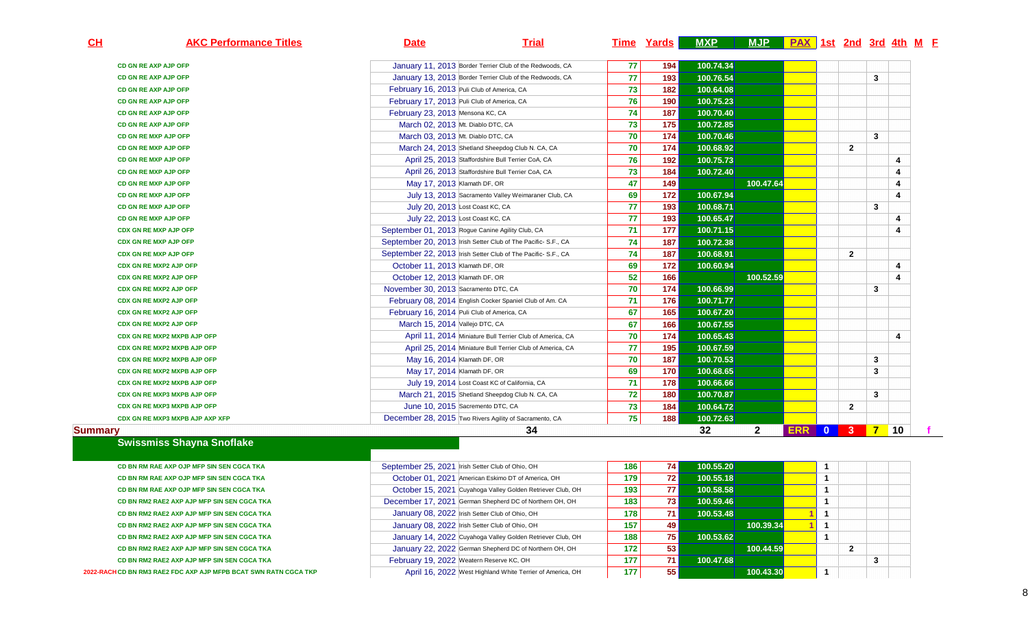| CH | AKC Performance Titles | Date | Trial | Time | Yards | MXP | MJP | PAX | 1st | 2nd | 3rd | 4th | M | F |
|---|---|---|---|---|---|---|---|---|---|---|---|---|---|---|
| | CD GN RE AXP AJP OFP | January 11, 2013 | Border Terrier Club of the Redwoods, CA | 77 | 194 | 100.74.34 | | | | | | | | |
| | CD GN RE AXP AJP OFP | January 13, 2013 | Border Terrier Club of the Redwoods, CA | 77 | 193 | 100.76.54 | | | | | 3 | | | |
| | CD GN RE AXP AJP OFP | February 16, 2013 | Puli Club of America, CA | 73 | 182 | 100.64.08 | | | | | | | | |
| | CD GN RE AXP AJP OFP | February 17, 2013 | Puli Club of America, CA | 76 | 190 | 100.75.23 | | | | | | | | |
| | CD GN RE AXP AJP OFP | February 23, 2013 | Mensona KC, CA | 74 | 187 | 100.70.40 | | | | | | | | |
| | CD GN RE AXP AJP OFP | March 02, 2013 | Mt. Diablo DTC, CA | 73 | 175 | 100.72.85 | | | | | | | | |
| | CD GN RE MXP AJP OFP | March 03, 2013 | Mt. Diablo DTC, CA | 70 | 174 | 100.70.46 | | | | | 3 | | | |
| | CD GN RE MXP AJP OFP | March 24, 2013 | Shetland Sheepdog Club N. CA, CA | 70 | 174 | 100.68.92 | | | | 2 | | | | |
| | CD GN RE MXP AJP OFP | April 25, 2013 | Staffordshire Bull Terrier CoA, CA | 76 | 192 | 100.75.73 | | | | | | 4 | | |
| | CD GN RE MXP AJP OFP | April 26, 2013 | Staffordshire Bull Terrier CoA, CA | 73 | 184 | 100.72.40 | | | | | | 4 | | |
| | CD GN RE MXP AJP OFP | May 17, 2013 | Klamath DF, OR | 47 | 149 | | 100.47.64 | | | | | 4 | | |
| | CD GN RE MXP AJP OFP | July 13, 2013 | Sacramento Valley Weimaraner Club, CA | 69 | 172 | 100.67.94 | | | | | | 4 | | |
| | CD GN RE MXP AJP OFP | July 20, 2013 | Lost Coast KC, CA | 77 | 193 | 100.68.71 | | | | | 3 | | | |
| | CD GN RE MXP AJP OFP | July 22, 2013 | Lost Coast KC, CA | 77 | 193 | 100.65.47 | | | | | | 4 | | |
| | CDX GN RE MXP AJP OFP | September 01, 2013 | Rogue Canine Agility Club, CA | 71 | 177 | 100.71.15 | | | | | | 4 | | |
| | CDX GN RE MXP AJP OFP | September 20, 2013 | Irish Setter Club of The Pacific- S.F., CA | 74 | 187 | 100.72.38 | | | | | | | | |
| | CDX GN RE MXP AJP OFP | September 22, 2013 | Irish Setter Club of The Pacific- S.F., CA | 74 | 187 | 100.68.91 | | | | 2 | | | | |
| | CDX GN RE MXP2 AJP OFP | October 11, 2013 | Klamath DF, OR | 69 | 172 | 100.60.94 | | | | | | 4 | | |
| | CDX GN RE MXP2 AJP OFP | October 12, 2013 | Klamath DF, OR | 52 | 166 | | 100.52.59 | | | | | 4 | | |
| | CDX GN RE MXP2 AJP OFP | November 30, 2013 | Sacramento DTC, CA | 70 | 174 | 100.66.99 | | | | | 3 | | | |
| | CDX GN RE MXP2 AJP OFP | February 08, 2014 | English Cocker Spaniel Club of Am. CA | 71 | 176 | 100.71.77 | | | | | | | | |
| | CDX GN RE MXP2 AJP OFP | February 16, 2014 | Puli Club of America, CA | 67 | 165 | 100.67.20 | | | | | | | | |
| | CDX GN RE MXP2 AJP OFP | March 15, 2014 | Vallejo DTC, CA | 67 | 166 | 100.67.55 | | | | | | | | |
| | CDX GN RE MXP2 MXPB AJP OFP | April 11, 2014 | Miniature Bull Terrier Club of America, CA | 70 | 174 | 100.65.43 | | | | | | 4 | | |
| | CDX GN RE MXP2 MXPB AJP OFP | April 25, 2014 | Miniature Bull Terrier Club of America, CA | 77 | 195 | 100.67.59 | | | | | | | | |
| | CDX GN RE MXP2 MXPB AJP OFP | May 16, 2014 | Klamath DF, OR | 70 | 187 | 100.70.53 | | | | | 3 | | | |
| | CDX GN RE MXP2 MXPB AJP OFP | May 17, 2014 | Klamath DF, OR | 69 | 170 | 100.68.65 | | | | | 3 | | | |
| | CDX GN RE MXP2 MXPB AJP OFP | July 19, 2014 | Lost Coast KC of California, CA | 71 | 178 | 100.66.66 | | | | | | | | |
| | CDX GN RE MXP3 MXPB AJP OFP | March 21, 2015 | Shetland Sheepdog Club N. CA, CA | 72 | 180 | 100.70.87 | | | | | 3 | | | |
| | CDX GN RE MXP3 MXPB AJP OFP | June 10, 2015 | Sacramento DTC, CA | 73 | 184 | 100.64.72 | | | | 2 | | | | |
| | CDX GN RE MXP3 MXPB AJP AXP XFP | December 28, 2015 | Two Rivers Agility of Sacramento, CA | 75 | 188 | 100.72.63 | | | | | | | | |
| **Summary** | | | **34** | | | **32** | **2** | **ERR** | **0** | **3** | **7** | **10** | | **f** |
| | **Swissmiss Shayna Snoflake** | | | | | | | | | | | | | |
| | CD BN RM RAE AXP OJP MFP SIN SEN CGCA TKA | September 25, 2021 | Irish Setter Club of Ohio, OH | 186 | 74 | 100.55.20 | | | 1 | | | | | |
| | CD BN RM RAE AXP OJP MFP SIN SEN CGCA TKA | October 01, 2021 | American Eskimo DT of America, OH | 179 | 72 | 100.55.18 | | | 1 | | | | | |
| | CD BN RM RAE AXP OJP MFP SIN SEN CGCA TKA | October 15, 2021 | Cuyahoga Valley Golden Retriever Club, OH | 193 | 77 | 100.58.58 | | | 1 | | | | | |
| | CD BN RM2 RAE2 AXP AJP MFP SIN SEN CGCA TKA | December 17, 2021 | German Shepherd DC of Northern OH, OH | 183 | 73 | 100.59.46 | | | 1 | | | | | |
| | CD BN RM2 RAE2 AXP AJP MFP SIN SEN CGCA TKA | January 08, 2022 | Irish Setter Club of Ohio, OH | 178 | 71 | 100.53.48 | | 1 | 1 | | | | | |
| | CD BN RM2 RAE2 AXP AJP MFP SIN SEN CGCA TKA | January 08, 2022 | Irish Setter Club of Ohio, OH | 157 | 49 | | 100.39.34 | 1 | 1 | | | | | |
| | CD BN RM2 RAE2 AXP AJP MFP SIN SEN CGCA TKA | January 14, 2022 | Cuyahoga Valley Golden Retriever Club, OH | 188 | 75 | 100.53.62 | | | 1 | | | | | |
| | CD BN RM2 RAE2 AXP AJP MFP SIN SEN CGCA TKA | January 22, 2022 | German Shepherd DC of Northern OH, OH | 172 | 53 | | 100.44.59 | | | 2 | | | | |
| | CD BN RM2 RAE2 AXP AJP MFP SIN SEN CGCA TKA | February 19, 2022 | Weatern Reserve KC, OH | 177 | 71 | 100.47.68 | | | | | 3 | | | |
| 2022-RACH | CD BN RM3 RAE2 FDC AXP AJP MFPB BCAT SWN RATN CGCA TKP | April 16, 2022 | West Highland White Terrier of America, OH | 177 | 55 | | 100.43.30 | | 1 | | | | | |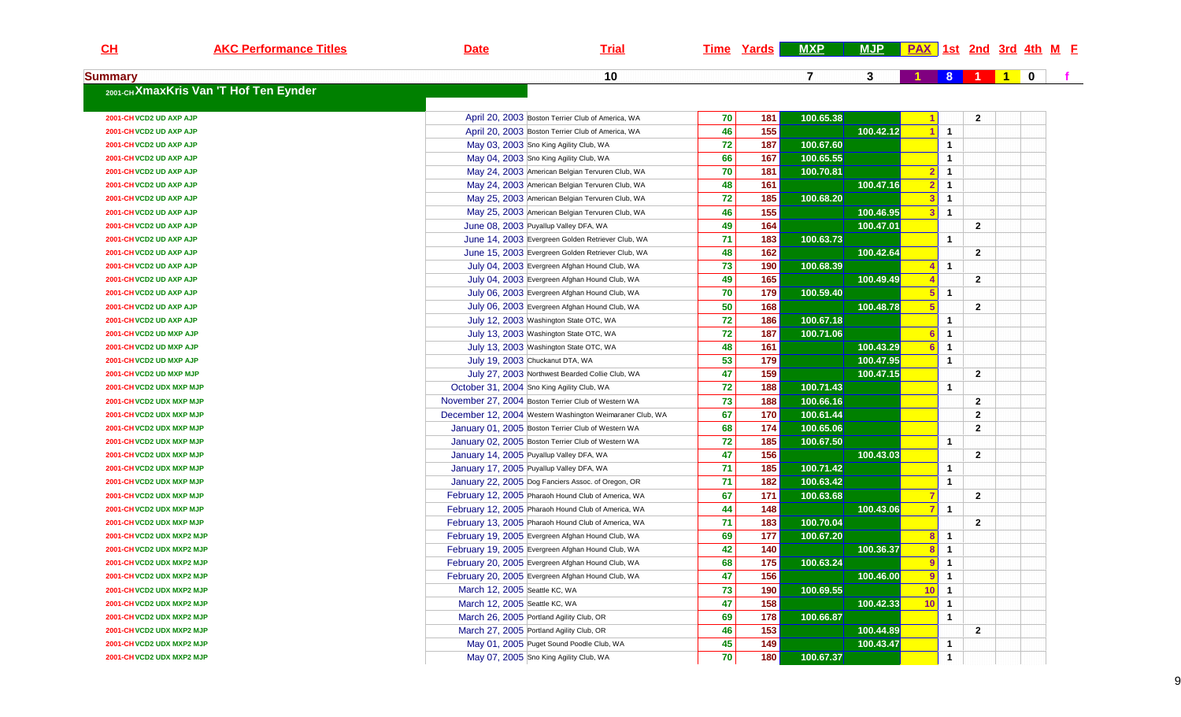| CH | AKC Performance Titles | Date | Trial | Time | Yards | MXP | MJP | PAX | 1st | 2nd | 3rd | 4th | M | F |
|---|---|---|---|---|---|---|---|---|---|---|---|---|---|---|
| **Summary** | | | 10 | | | 7 | 3 | 1 | 8 | 1 | 1 | 0 | | f |
| 2001-CH XmaxKris Van 'T Hof Ten Eynder | | | | | | | | | | | | | | |
| 2001-CH | VCD2 UD AXP AJP | April 20, 2003 | Boston Terrier Club of America, WA | 70 | 181 | 100.65.38 | | 1 | | 2 | | | | |
| 2001-CH | VCD2 UD AXP AJP | April 20, 2003 | Boston Terrier Club of America, WA | 46 | 155 | | 100.42.12 | 1 | 1 | | | | | |
| 2001-CH | VCD2 UD AXP AJP | May 03, 2003 | Sno King Agility Club, WA | 72 | 187 | 100.67.60 | | | 1 | | | | | |
| 2001-CH | VCD2 UD AXP AJP | May 04, 2003 | Sno King Agility Club, WA | 66 | 167 | 100.65.55 | | | 1 | | | | | |
| 2001-CH | VCD2 UD AXP AJP | May 24, 2003 | American Belgian Tervuren Club, WA | 70 | 181 | 100.70.81 | | 2 | 1 | | | | | |
| 2001-CH | VCD2 UD AXP AJP | May 24, 2003 | American Belgian Tervuren Club, WA | 48 | 161 | | 100.47.16 | 2 | 1 | | | | | |
| 2001-CH | VCD2 UD AXP AJP | May 25, 2003 | American Belgian Tervuren Club, WA | 72 | 185 | 100.68.20 | | 3 | 1 | | | | | |
| 2001-CH | VCD2 UD AXP AJP | May 25, 2003 | American Belgian Tervuren Club, WA | 46 | 155 | | 100.46.95 | 3 | 1 | | | | | |
| 2001-CH | VCD2 UD AXP AJP | June 08, 2003 | Puyallup Valley DFA, WA | 49 | 164 | | 100.47.01 | | | 2 | | | | |
| 2001-CH | VCD2 UD AXP AJP | June 14, 2003 | Evergreen Golden Retriever Club, WA | 71 | 183 | 100.63.73 | | | 1 | | | | | |
| 2001-CH | VCD2 UD AXP AJP | June 15, 2003 | Evergreen Golden Retriever Club, WA | 48 | 162 | | 100.42.64 | | | 2 | | | | |
| 2001-CH | VCD2 UD AXP AJP | July 04, 2003 | Evergreen Afghan Hound Club, WA | 73 | 190 | 100.68.39 | | 4 | 1 | | | | | |
| 2001-CH | VCD2 UD AXP AJP | July 04, 2003 | Evergreen Afghan Hound Club, WA | 49 | 165 | | 100.49.49 | 4 | | 2 | | | | |
| 2001-CH | VCD2 UD AXP AJP | July 06, 2003 | Evergreen Afghan Hound Club, WA | 70 | 179 | 100.59.40 | | 5 | 1 | | | | | |
| 2001-CH | VCD2 UD AXP AJP | July 06, 2003 | Evergreen Afghan Hound Club, WA | 50 | 168 | | 100.48.78 | 5 | | 2 | | | | |
| 2001-CH | VCD2 UD AXP AJP | July 12, 2003 | Washington State OTC, WA | 72 | 186 | 100.67.18 | | | 1 | | | | | |
| 2001-CH | VCD2 UD MXP AJP | July 13, 2003 | Washington State OTC, WA | 72 | 187 | 100.71.06 | | 6 | 1 | | | | | |
| 2001-CH | VCD2 UD MXP AJP | July 13, 2003 | Washington State OTC, WA | 48 | 161 | | 100.43.29 | 6 | 1 | | | | | |
| 2001-CH | VCD2 UD MXP AJP | July 19, 2003 | Chuckanut DTA, WA | 53 | 179 | | 100.47.95 | | 1 | | | | | |
| 2001-CH | VCD2 UD MXP MJP | July 27, 2003 | Northwest Bearded Collie Club, WA | 47 | 159 | | 100.47.15 | | | 2 | | | | |
| 2001-CH | VCD2 UDX MXP MJP | October 31, 2004 | Sno King Agility Club, WA | 72 | 188 | 100.71.43 | | | 1 | | | | | |
| 2001-CH | VCD2 UDX MXP MJP | November 27, 2004 | Boston Terrier Club of Western WA | 73 | 188 | 100.66.16 | | | | 2 | | | | |
| 2001-CH | VCD2 UDX MXP MJP | December 12, 2004 | Western Washington Weimaraner Club, WA | 67 | 170 | 100.61.44 | | | | 2 | | | | |
| 2001-CH | VCD2 UDX MXP MJP | January 01, 2005 | Boston Terrier Club of Western WA | 68 | 174 | 100.65.06 | | | | 2 | | | | |
| 2001-CH | VCD2 UDX MXP MJP | January 02, 2005 | Boston Terrier Club of Western WA | 72 | 185 | 100.67.50 | | | 1 | | | | | |
| 2001-CH | VCD2 UDX MXP MJP | January 14, 2005 | Puyallup Valley DFA, WA | 47 | 156 | | 100.43.03 | | | 2 | | | | |
| 2001-CH | VCD2 UDX MXP MJP | January 17, 2005 | Puyallup Valley DFA, WA | 71 | 185 | 100.71.42 | | | 1 | | | | | |
| 2001-CH | VCD2 UDX MXP MJP | January 22, 2005 | Dog Fanciers Assoc. of Oregon, OR | 71 | 182 | 100.63.42 | | | 1 | | | | | |
| 2001-CH | VCD2 UDX MXP MJP | February 12, 2005 | Pharaoh Hound Club of America, WA | 67 | 171 | 100.63.68 | | 7 | | 2 | | | | |
| 2001-CH | VCD2 UDX MXP MJP | February 12, 2005 | Pharaoh Hound Club of America, WA | 44 | 148 | | 100.43.06 | 7 | 1 | | | | | |
| 2001-CH | VCD2 UDX MXP MJP | February 13, 2005 | Pharaoh Hound Club of America, WA | 71 | 183 | 100.70.04 | | | | 2 | | | | |
| 2001-CH | VCD2 UDX MXP2 MJP | February 19, 2005 | Evergreen Afghan Hound Club, WA | 69 | 177 | 100.67.20 | | 8 | 1 | | | | | |
| 2001-CH | VCD2 UDX MXP2 MJP | February 19, 2005 | Evergreen Afghan Hound Club, WA | 42 | 140 | | 100.36.37 | 8 | 1 | | | | | |
| 2001-CH | VCD2 UDX MXP2 MJP | February 20, 2005 | Evergreen Afghan Hound Club, WA | 68 | 175 | 100.63.24 | | 9 | 1 | | | | | |
| 2001-CH | VCD2 UDX MXP2 MJP | February 20, 2005 | Evergreen Afghan Hound Club, WA | 47 | 156 | | 100.46.00 | 9 | 1 | | | | | |
| 2001-CH | VCD2 UDX MXP2 MJP | March 12, 2005 | Seattle KC, WA | 73 | 190 | 100.69.55 | | 10 | 1 | | | | | |
| 2001-CH | VCD2 UDX MXP2 MJP | March 12, 2005 | Seattle KC, WA | 47 | 158 | | 100.42.33 | 10 | 1 | | | | | |
| 2001-CH | VCD2 UDX MXP2 MJP | March 26, 2005 | Portland Agility Club, OR | 69 | 178 | 100.66.87 | | | 1 | | | | | |
| 2001-CH | VCD2 UDX MXP2 MJP | March 27, 2005 | Portland Agility Club, OR | 46 | 153 | | 100.44.89 | | | 2 | | | | |
| 2001-CH | VCD2 UDX MXP2 MJP | May 01, 2005 | Puget Sound Poodle Club, WA | 45 | 149 | | 100.43.47 | | 1 | | | | | |
| 2001-CH | VCD2 UDX MXP2 MJP | May 07, 2005 | Sno King Agility Club, WA | 70 | 180 | 100.67.37 | | | 1 | | | | | |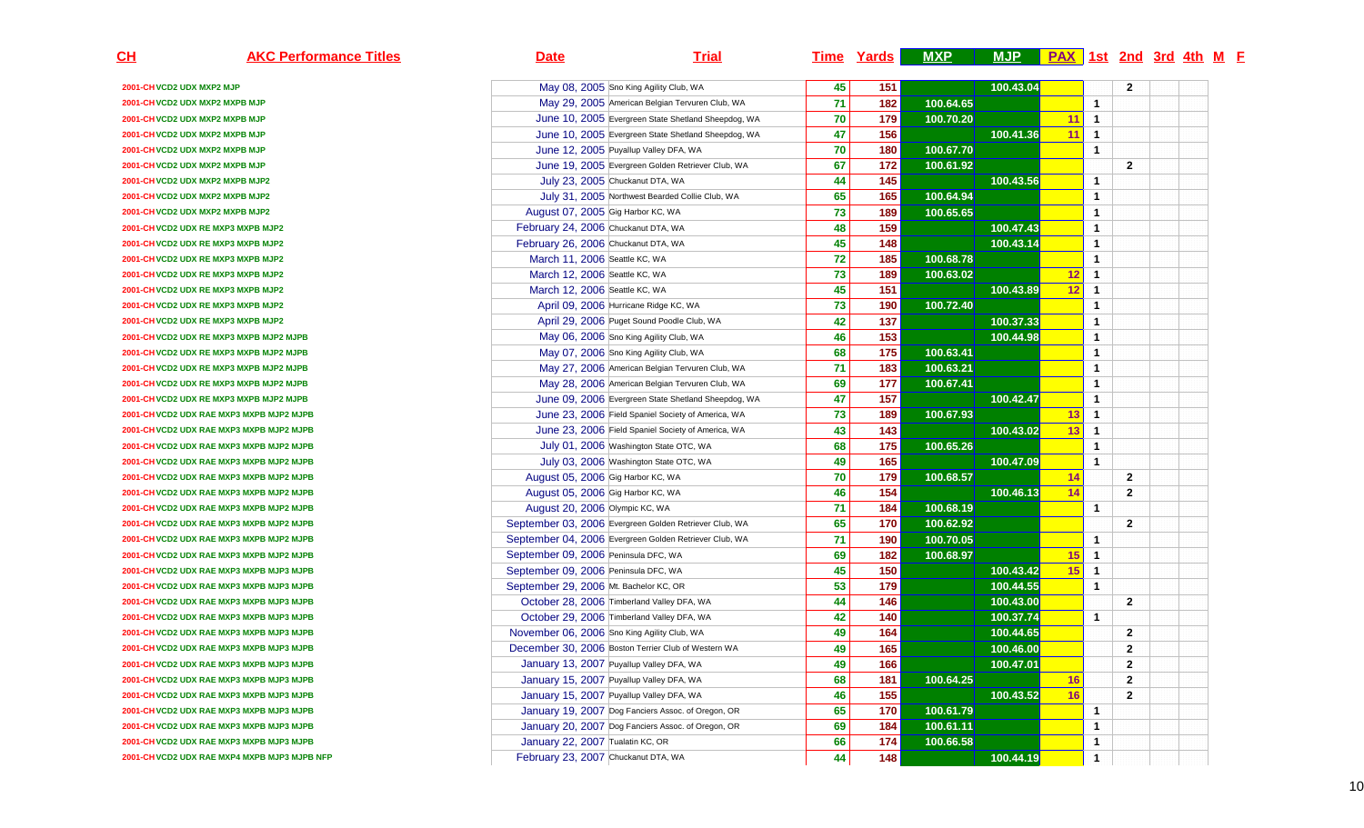| CH | AKC Performance Titles | Date | Trial | Time | Yards | MXP | MJP | PAX | 1st | 2nd | 3rd | 4th | M | F |
|---|---|---|---|---|---|---|---|---|---|---|---|---|---|---|
| 2001-CH | VCD2 UDX MXP2 MJP | May 08, 2005 | Sno King Agility Club, WA | 45 | 151 | | 100.43.04 | | | 2 | | | | |
| 2001-CH | VCD2 UDX MXP2 MXPB MJP | May 29, 2005 | American Belgian Tervuren Club, WA | 71 | 182 | 100.64.65 | | | 1 | | | | | |
| 2001-CH | VCD2 UDX MXP2 MXPB MJP | June 10, 2005 | Evergreen State Shetland Sheepdog, WA | 70 | 179 | 100.70.20 | | 11 | 1 | | | | | |
| 2001-CH | VCD2 UDX MXP2 MXPB MJP | June 10, 2005 | Evergreen State Shetland Sheepdog, WA | 47 | 156 | | 100.41.36 | 11 | 1 | | | | | |
| 2001-CH | VCD2 UDX MXP2 MXPB MJP | June 12, 2005 | Puyallup Valley DFA, WA | 70 | 180 | 100.67.70 | | | 1 | | | | | |
| 2001-CH | VCD2 UDX MXP2 MXPB MJP | June 19, 2005 | Evergreen Golden Retriever Club, WA | 67 | 172 | 100.61.92 | | | | 2 | | | | |
| 2001-CH | VCD2 UDX MXP2 MXPB MJP2 | July 23, 2005 | Chuckanut DTA, WA | 44 | 145 | | 100.43.56 | | 1 | | | | | |
| 2001-CH | VCD2 UDX MXP2 MXPB MJP2 | July 31, 2005 | Northwest Bearded Collie Club, WA | 65 | 165 | 100.64.94 | | | 1 | | | | | |
| 2001-CH | VCD2 UDX MXP2 MXPB MJP2 | August 07, 2005 | Gig Harbor KC, WA | 73 | 189 | 100.65.65 | | | 1 | | | | | |
| 2001-CH | VCD2 UDX RE MXP3 MXPB MJP2 | February 24, 2006 | Chuckanut DTA, WA | 48 | 159 | | 100.47.43 | | 1 | | | | | |
| 2001-CH | VCD2 UDX RE MXP3 MXPB MJP2 | February 26, 2006 | Chuckanut DTA, WA | 45 | 148 | | 100.43.14 | | 1 | | | | | |
| 2001-CH | VCD2 UDX RE MXP3 MXPB MJP2 | March 11, 2006 | Seattle KC, WA | 72 | 185 | 100.68.78 | | | 1 | | | | | |
| 2001-CH | VCD2 UDX RE MXP3 MXPB MJP2 | March 12, 2006 | Seattle KC, WA | 73 | 189 | 100.63.02 | | 12 | 1 | | | | | |
| 2001-CH | VCD2 UDX RE MXP3 MXPB MJP2 | March 12, 2006 | Seattle KC, WA | 45 | 151 | | 100.43.89 | 12 | 1 | | | | | |
| 2001-CH | VCD2 UDX RE MXP3 MXPB MJP2 | April 09, 2006 | Hurricane Ridge KC, WA | 73 | 190 | 100.72.40 | | | 1 | | | | | |
| 2001-CH | VCD2 UDX RE MXP3 MXPB MJP2 | April 29, 2006 | Puget Sound Poodle Club, WA | 42 | 137 | | 100.37.33 | | 1 | | | | | |
| 2001-CH | VCD2 UDX RE MXP3 MXPB MJP2 MJPB | May 06, 2006 | Sno King Agility Club, WA | 46 | 153 | | 100.44.98 | | 1 | | | | | |
| 2001-CH | VCD2 UDX RE MXP3 MXPB MJP2 MJPB | May 07, 2006 | Sno King Agility Club, WA | 68 | 175 | 100.63.41 | | | 1 | | | | | |
| 2001-CH | VCD2 UDX RE MXP3 MXPB MJP2 MJPB | May 27, 2006 | American Belgian Tervuren Club, WA | 71 | 183 | 100.63.21 | | | 1 | | | | | |
| 2001-CH | VCD2 UDX RE MXP3 MXPB MJP2 MJPB | May 28, 2006 | American Belgian Tervuren Club, WA | 69 | 177 | 100.67.41 | | | 1 | | | | | |
| 2001-CH | VCD2 UDX RE MXP3 MXPB MJP2 MJPB | June 09, 2006 | Evergreen State Shetland Sheepdog, WA | 47 | 157 | | 100.42.47 | | 1 | | | | | |
| 2001-CH | VCD2 UDX RAE MXP3 MXPB MJP2 MJPB | June 23, 2006 | Field Spaniel Society of America, WA | 73 | 189 | 100.67.93 | | 13 | 1 | | | | | |
| 2001-CH | VCD2 UDX RAE MXP3 MXPB MJP2 MJPB | June 23, 2006 | Field Spaniel Society of America, WA | 43 | 143 | | 100.43.02 | 13 | 1 | | | | | |
| 2001-CH | VCD2 UDX RAE MXP3 MXPB MJP2 MJPB | July 01, 2006 | Washington State OTC, WA | 68 | 175 | 100.65.26 | | | 1 | | | | | |
| 2001-CH | VCD2 UDX RAE MXP3 MXPB MJP2 MJPB | July 03, 2006 | Washington State OTC, WA | 49 | 165 | | 100.47.09 | | 1 | | | | | |
| 2001-CH | VCD2 UDX RAE MXP3 MXPB MJP2 MJPB | August 05, 2006 | Gig Harbor KC, WA | 70 | 179 | 100.68.57 | | 14 | | 2 | | | | |
| 2001-CH | VCD2 UDX RAE MXP3 MXPB MJP2 MJPB | August 05, 2006 | Gig Harbor KC, WA | 46 | 154 | | 100.46.13 | 14 | | 2 | | | | |
| 2001-CH | VCD2 UDX RAE MXP3 MXPB MJP2 MJPB | August 20, 2006 | Olympic KC, WA | 71 | 184 | 100.68.19 | | | 1 | | | | | |
| 2001-CH | VCD2 UDX RAE MXP3 MXPB MJP2 MJPB | September 03, 2006 | Evergreen Golden Retriever Club, WA | 65 | 170 | 100.62.92 | | | | 2 | | | | |
| 2001-CH | VCD2 UDX RAE MXP3 MXPB MJP2 MJPB | September 04, 2006 | Evergreen Golden Retriever Club, WA | 71 | 190 | 100.70.05 | | | 1 | | | | | |
| 2001-CH | VCD2 UDX RAE MXP3 MXPB MJP2 MJPB | September 09, 2006 | Peninsula DFC, WA | 69 | 182 | 100.68.97 | | 15 | 1 | | | | | |
| 2001-CH | VCD2 UDX RAE MXP3 MXPB MJP3 MJPB | September 09, 2006 | Peninsula DFC, WA | 45 | 150 | | 100.43.42 | 15 | 1 | | | | | |
| 2001-CH | VCD2 UDX RAE MXP3 MXPB MJP3 MJPB | September 29, 2006 | Mt. Bachelor KC, OR | 53 | 179 | | 100.44.55 | | 1 | | | | | |
| 2001-CH | VCD2 UDX RAE MXP3 MXPB MJP3 MJPB | October 28, 2006 | Timberland Valley DFA, WA | 44 | 146 | | 100.43.00 | | | 2 | | | | |
| 2001-CH | VCD2 UDX RAE MXP3 MXPB MJP3 MJPB | October 29, 2006 | Timberland Valley DFA, WA | 42 | 140 | | 100.37.74 | | 1 | | | | | |
| 2001-CH | VCD2 UDX RAE MXP3 MXPB MJP3 MJPB | November 06, 2006 | Sno King Agility Club, WA | 49 | 164 | | 100.44.65 | | | 2 | | | | |
| 2001-CH | VCD2 UDX RAE MXP3 MXPB MJP3 MJPB | December 30, 2006 | Boston Terrier Club of Western WA | 49 | 165 | | 100.46.00 | | | 2 | | | | |
| 2001-CH | VCD2 UDX RAE MXP3 MXPB MJP3 MJPB | January 13, 2007 | Puyallup Valley DFA, WA | 49 | 166 | | 100.47.01 | | | 2 | | | | |
| 2001-CH | VCD2 UDX RAE MXP3 MXPB MJP3 MJPB | January 15, 2007 | Puyallup Valley DFA, WA | 68 | 181 | 100.64.25 | | 16 | | 2 | | | | |
| 2001-CH | VCD2 UDX RAE MXP3 MXPB MJP3 MJPB | January 15, 2007 | Puyallup Valley DFA, WA | 46 | 155 | | 100.43.52 | 16 | | 2 | | | | |
| 2001-CH | VCD2 UDX RAE MXP3 MXPB MJP3 MJPB | January 19, 2007 | Dog Fanciers Assoc. of Oregon, OR | 65 | 170 | 100.61.79 | | | 1 | | | | | |
| 2001-CH | VCD2 UDX RAE MXP3 MXPB MJP3 MJPB | January 20, 2007 | Dog Fanciers Assoc. of Oregon, OR | 69 | 184 | 100.61.11 | | | 1 | | | | | |
| 2001-CH | VCD2 UDX RAE MXP3 MXPB MJP3 MJPB | January 22, 2007 | Tualatin KC, OR | 66 | 174 | 100.66.58 | | | 1 | | | | | |
| 2001-CH | VCD2 UDX RAE MXP4 MXPB MJP3 MJPB NFP | February 23, 2007 | Chuckanut DTA, WA | 44 | 148 | | 100.44.19 | | 1 | | | | | |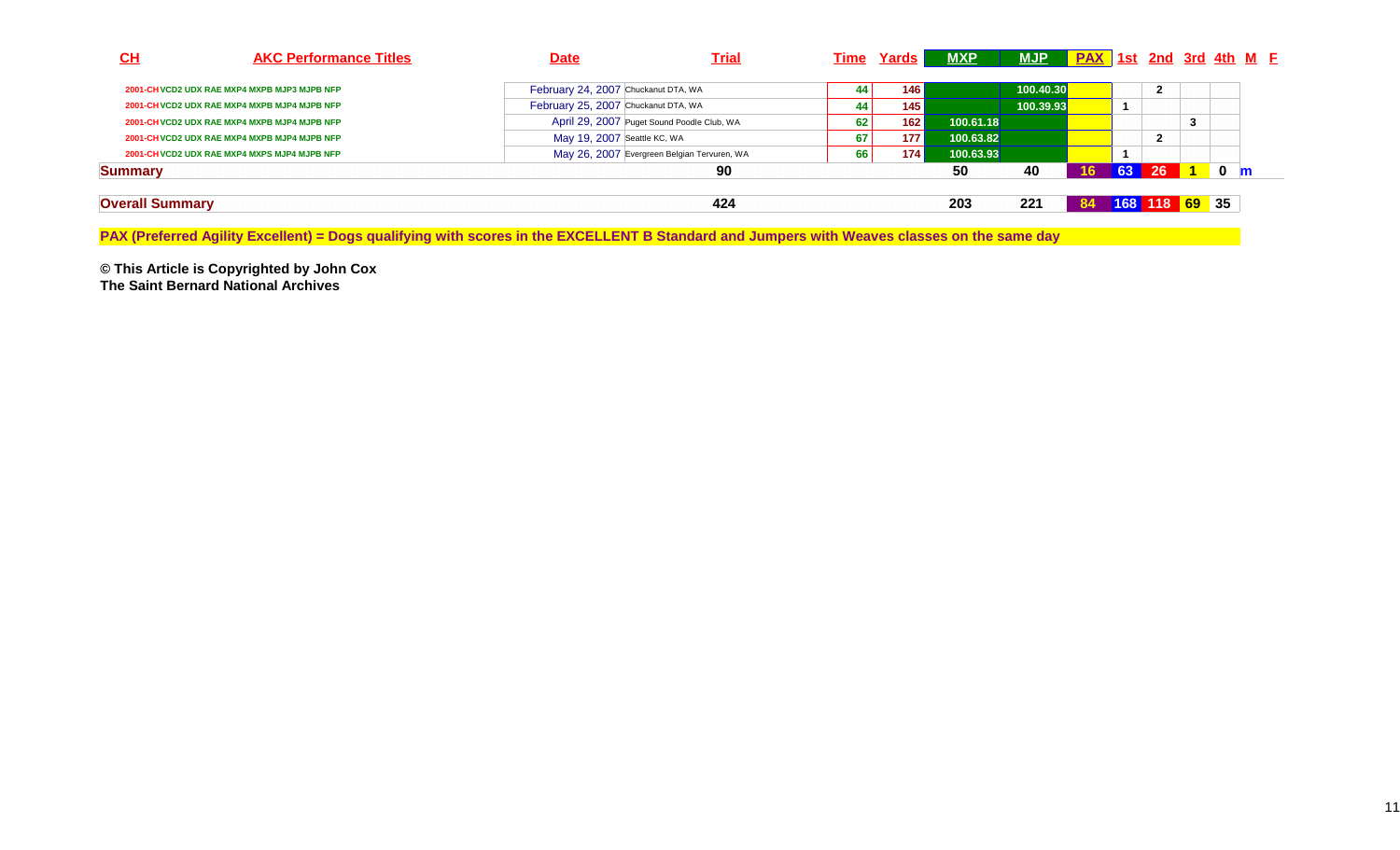| CH | AKC Performance Titles | Date | Trial | Time | Yards | MXP | MJP | PAX | 1st | 2nd | 3rd | 4th | M | F |
|---|---|---|---|---|---|---|---|---|---|---|---|---|---|---|
| 2001-CH | VCD2 UDX RAE MXP4 MXPB MJP3 MJPB NFP | February 24, 2007 | Chuckanut DTA, WA | 44 | 146 | | 100.40.30 | | | 2 | | | | |
| 2001-CH | VCD2 UDX RAE MXP4 MXPB MJP4 MJPB NFP | February 25, 2007 | Chuckanut DTA, WA | 44 | 145 | | 100.39.93 | | 1 | | | | | |
| 2001-CH | VCD2 UDX RAE MXP4 MXPB MJP4 MJPB NFP | April 29, 2007 | Puget Sound Poodle Club, WA | 62 | 162 | 100.61.18 | | | | | 3 | | | |
| 2001-CH | VCD2 UDX RAE MXP4 MXPB MJP4 MJPB NFP | May 19, 2007 | Seattle KC, WA | 67 | 177 | 100.63.82 | | | | 2 | | | | |
| 2001-CH | VCD2 UDX RAE MXP4 MXPS MJP4 MJPB NFP | May 26, 2007 | Evergreen Belgian Tervuren, WA | 66 | 174 | 100.63.93 | | | 1 | | | | | |
| **Summary** | | | 90 | | | 50 | 40 | 16 | 63 | 26 | 1 | 0 | m | |
| **Overall Summary** | | | 424 | | | 203 | 221 | 84 | 168 | 118 | 69 | 35 | | |

**PAX (Preferred Agility Excellent) = Dogs qualifying with scores in the EXCELLENT B Standard and Jumpers with Weaves classes on the same day**

**© This Article is Copyrighted by John Cox**
**The Saint Bernard National Archives**